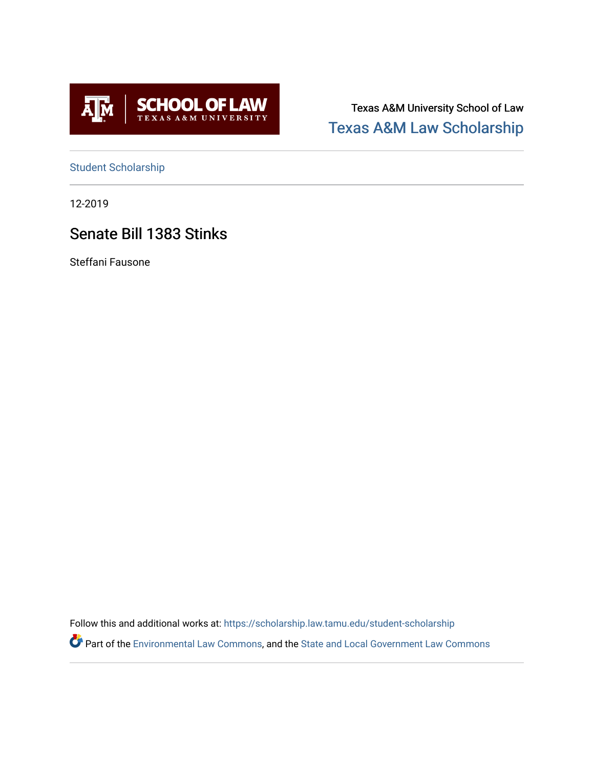Texas A&M University School of Law

Texas A&M Law Scholarship

Student Scholarship

12-2019

# Senate Bill 1383 Stinks

Steffani Fausone

Follow this and additional works at: https://scholarship.law.tamu.edu/student-scholarship

Part of the Environmental Law Commons, and the State and Local Government Law Commons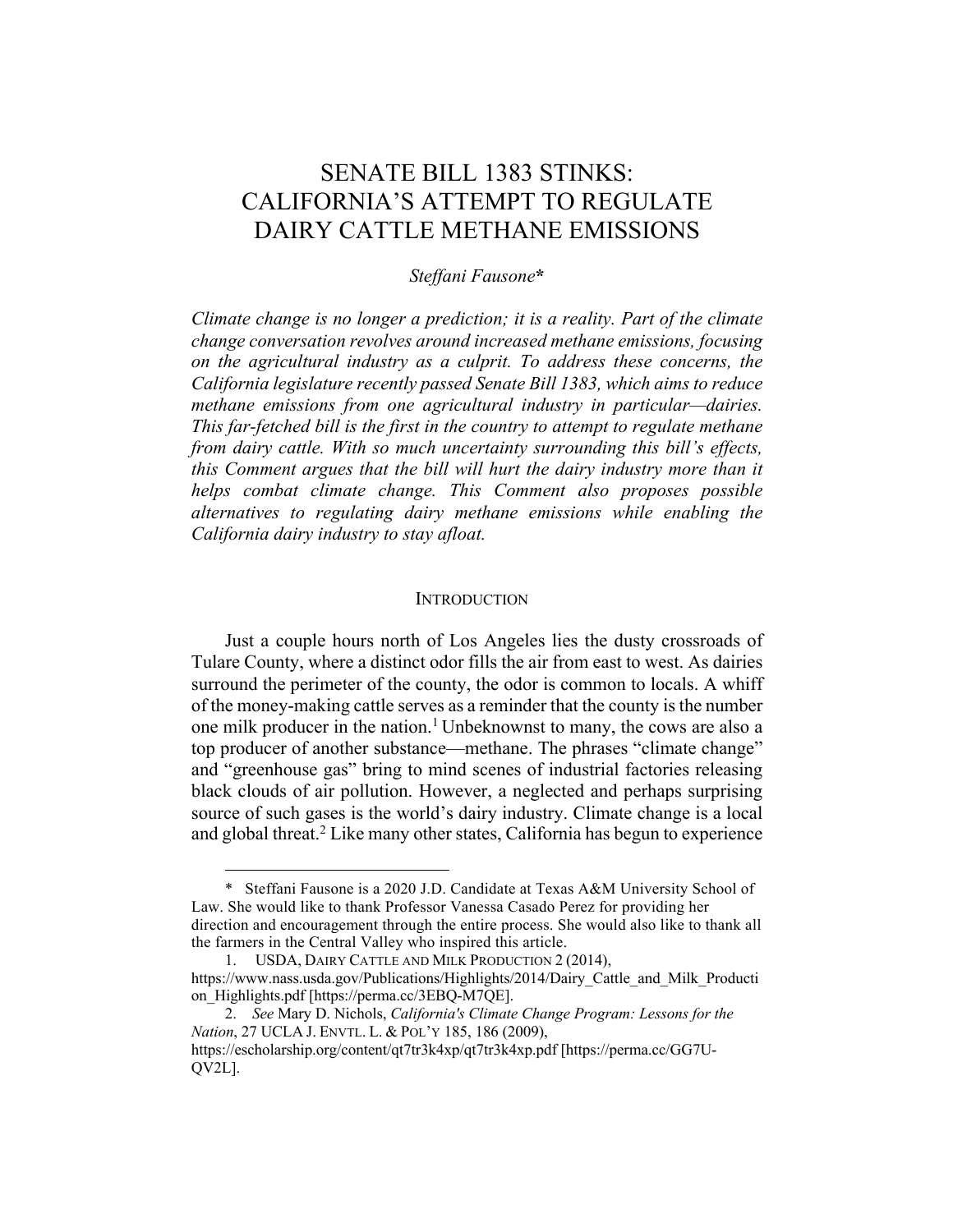# SENATE BILL 1383 STINKS: CALIFORNIA'S ATTEMPT TO REGULATE DAIRY CATTLE METHANE EMISSIONS

*Steffani Fausone\**

*Climate change is no longer a prediction; it is a reality. Part of the climate change conversation revolves around increased methane emissions, focusing on the agricultural industry as a culprit. To address these concerns, the California legislature recently passed Senate Bill 1383, which aims to reduce methane emissions from one agricultural industry in particular—dairies. This far-fetched bill is the first in the country to attempt to regulate methane from dairy cattle. With so much uncertainty surrounding this bill's effects, this Comment argues that the bill will hurt the dairy industry more than it helps combat climate change. This Comment also proposes possible alternatives to regulating dairy methane emissions while enabling the California dairy industry to stay afloat.*

## INTRODUCTION

Just a couple hours north of Los Angeles lies the dusty crossroads of Tulare County, where a distinct odor fills the air from east to west. As dairies surround the perimeter of the county, the odor is common to locals. A whiff of the money-making cattle serves as a reminder that the county is the number one milk producer in the nation.[1] Unbeknownst to many, the cows are also a top producer of another substance—methane. The phrases "climate change" and "greenhouse gas" bring to mind scenes of industrial factories releasing black clouds of air pollution. However, a neglected and perhaps surprising source of such gases is the world's dairy industry. Climate change is a local and global threat.[2] Like many other states, California has begun to experience

---

\* Steffani Fausone is a 2020 J.D. Candidate at Texas A&M University School of Law. She would like to thank Professor Vanessa Casado Perez for providing her direction and encouragement through the entire process. She would also like to thank all the farmers in the Central Valley who inspired this article.

1. USDA, DAIRY CATTLE AND MILK PRODUCTION 2 (2014), https://www.nass.usda.gov/Publications/Highlights/2014/Dairy_Cattle_and_Milk_Production_Highlights.pdf [https://perma.cc/3EBQ-M7QE].

2. *See* Mary D. Nichols, *California's Climate Change Program: Lessons for the Nation*, 27 UCLA J. ENVTL. L. & POL'Y 185, 186 (2009), https://escholarship.org/content/qt7tr3k4xp/qt7tr3k4xp.pdf [https://perma.cc/GG7U-QV2L].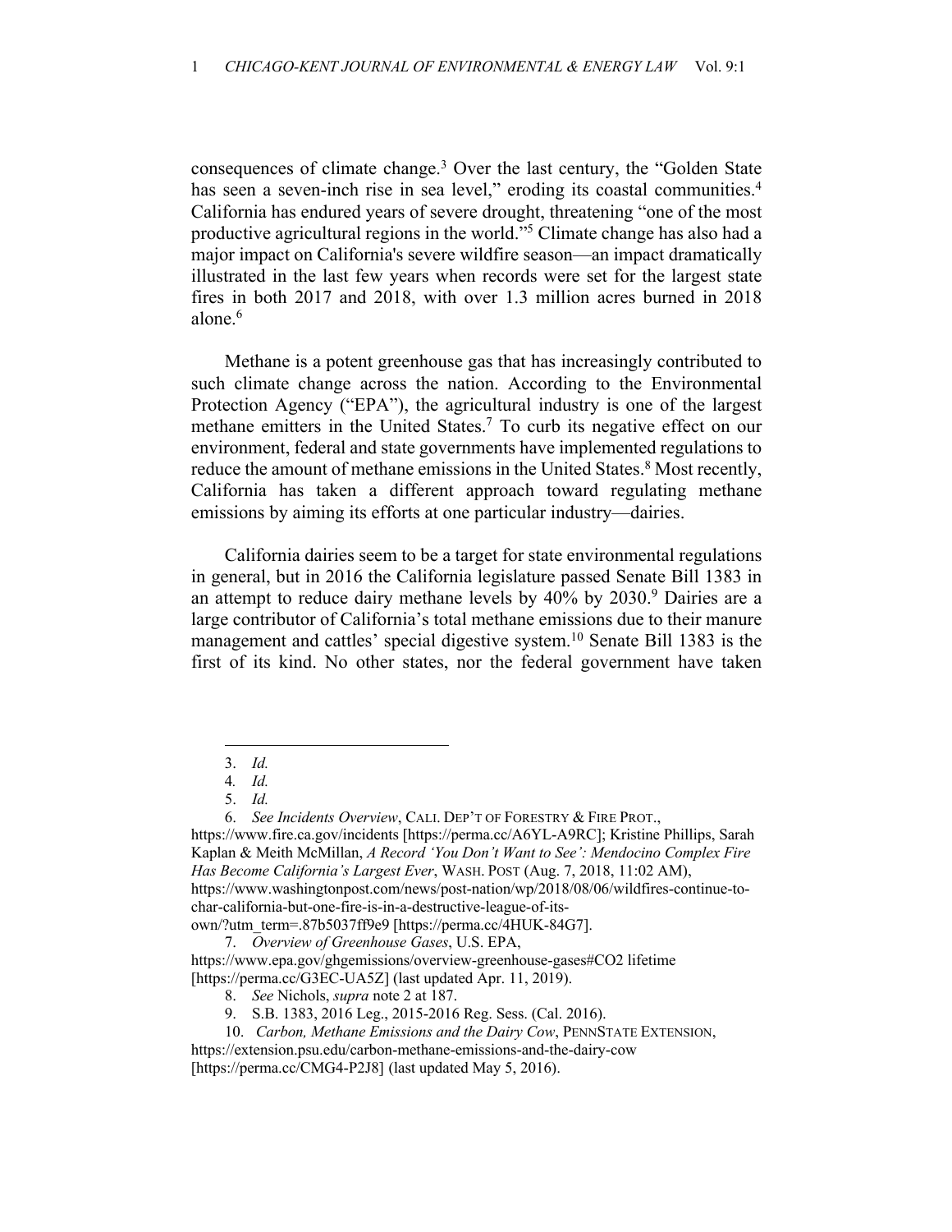consequences of climate change.[3] Over the last century, the "Golden State has seen a seven-inch rise in sea level," eroding its coastal communities.[4] California has endured years of severe drought, threatening "one of the most productive agricultural regions in the world."[5] Climate change has also had a major impact on California's severe wildfire season—an impact dramatically illustrated in the last few years when records were set for the largest state fires in both 2017 and 2018, with over 1.3 million acres burned in 2018 alone.[6]

Methane is a potent greenhouse gas that has increasingly contributed to such climate change across the nation. According to the Environmental Protection Agency ("EPA"), the agricultural industry is one of the largest methane emitters in the United States.[7] To curb its negative effect on our environment, federal and state governments have implemented regulations to reduce the amount of methane emissions in the United States.[8] Most recently, California has taken a different approach toward regulating methane emissions by aiming its efforts at one particular industry—dairies.

California dairies seem to be a target for state environmental regulations in general, but in 2016 the California legislature passed Senate Bill 1383 in an attempt to reduce dairy methane levels by 40% by 2030.[9] Dairies are a large contributor of California's total methane emissions due to their manure management and cattles' special digestive system.[10] Senate Bill 1383 is the first of its kind. No other states, nor the federal government have taken

---

3. *Id.*

4. *Id.*

5. *Id.*

6. *See Incidents Overview*, CALI. DEP'T OF FORESTRY & FIRE PROT., https://www.fire.ca.gov/incidents [https://perma.cc/A6YL-A9RC]; Kristine Phillips, Sarah Kaplan & Meith McMillan, *A Record 'You Don't Want to See': Mendocino Complex Fire Has Become California's Largest Ever*, WASH. POST (Aug. 7, 2018, 11:02 AM), https://www.washingtonpost.com/news/post-nation/wp/2018/08/06/wildfires-continue-to-char-california-but-one-fire-is-in-a-destructive-league-of-its-own/?utm_term=.87b5037ff9e9 [https://perma.cc/4HUK-84G7].

7. *Overview of Greenhouse Gases*, U.S. EPA, https://www.epa.gov/ghgemissions/overview-greenhouse-gases#CO2 lifetime [https://perma.cc/G3EC-UA5Z] (last updated Apr. 11, 2019).

8. *See* Nichols, *supra* note 2 at 187.

9. S.B. 1383, 2016 Leg., 2015-2016 Reg. Sess. (Cal. 2016).

10. *Carbon, Methane Emissions and the Dairy Cow*, PENNSTATE EXTENSION, https://extension.psu.edu/carbon-methane-emissions-and-the-dairy-cow [https://perma.cc/CMG4-P2J8] (last updated May 5, 2016).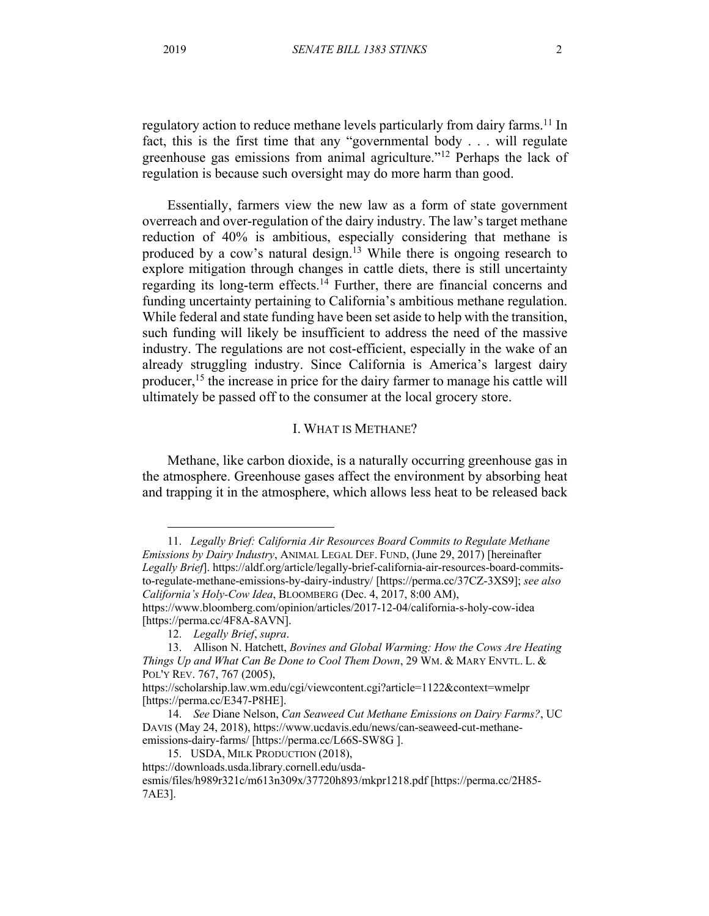regulatory action to reduce methane levels particularly from dairy farms.[11] In fact, this is the first time that any "governmental body . . . will regulate greenhouse gas emissions from animal agriculture."[12] Perhaps the lack of regulation is because such oversight may do more harm than good.

Essentially, farmers view the new law as a form of state government overreach and over-regulation of the dairy industry. The law's target methane reduction of 40% is ambitious, especially considering that methane is produced by a cow's natural design.[13] While there is ongoing research to explore mitigation through changes in cattle diets, there is still uncertainty regarding its long-term effects.[14] Further, there are financial concerns and funding uncertainty pertaining to California's ambitious methane regulation. While federal and state funding have been set aside to help with the transition, such funding will likely be insufficient to address the need of the massive industry. The regulations are not cost-efficient, especially in the wake of an already struggling industry. Since California is America's largest dairy producer,[15] the increase in price for the dairy farmer to manage his cattle will ultimately be passed off to the consumer at the local grocery store.

## I. WHAT IS METHANE?

Methane, like carbon dioxide, is a naturally occurring greenhouse gas in the atmosphere. Greenhouse gases affect the environment by absorbing heat and trapping it in the atmosphere, which allows less heat to be released back

---

11. *Legally Brief: California Air Resources Board Commits to Regulate Methane Emissions by Dairy Industry*, ANIMAL LEGAL DEF. FUND, (June 29, 2017) [hereinafter *Legally Brief*]. https://aldf.org/article/legally-brief-california-air-resources-board-commits-to-regulate-methane-emissions-by-dairy-industry/ [https://perma.cc/37CZ-3XS9]; *see also California's Holy-Cow Idea*, BLOOMBERG (Dec. 4, 2017, 8:00 AM), https://www.bloomberg.com/opinion/articles/2017-12-04/california-s-holy-cow-idea [https://perma.cc/4F8A-8AVN].

12. *Legally Brief*, *supra*.

13. Allison N. Hatchett, *Bovines and Global Warming: How the Cows Are Heating Things Up and What Can Be Done to Cool Them Down*, 29 WM. & MARY ENVTL. L. & POL'Y REV. 767, 767 (2005), https://scholarship.law.wm.edu/cgi/viewcontent.cgi?article=1122&context=wmelpr [https://perma.cc/E347-P8HE].

14. *See* Diane Nelson, *Can Seaweed Cut Methane Emissions on Dairy Farms?*, UC DAVIS (May 24, 2018), https://www.ucdavis.edu/news/can-seaweed-cut-methane-emissions-dairy-farms/ [https://perma.cc/L66S-SW8G ].

15. USDA, MILK PRODUCTION (2018), https://downloads.usda.library.cornell.edu/usda-esmis/files/h989r321c/m613n309x/37720h893/mkpr1218.pdf [https://perma.cc/2H85-7AE3].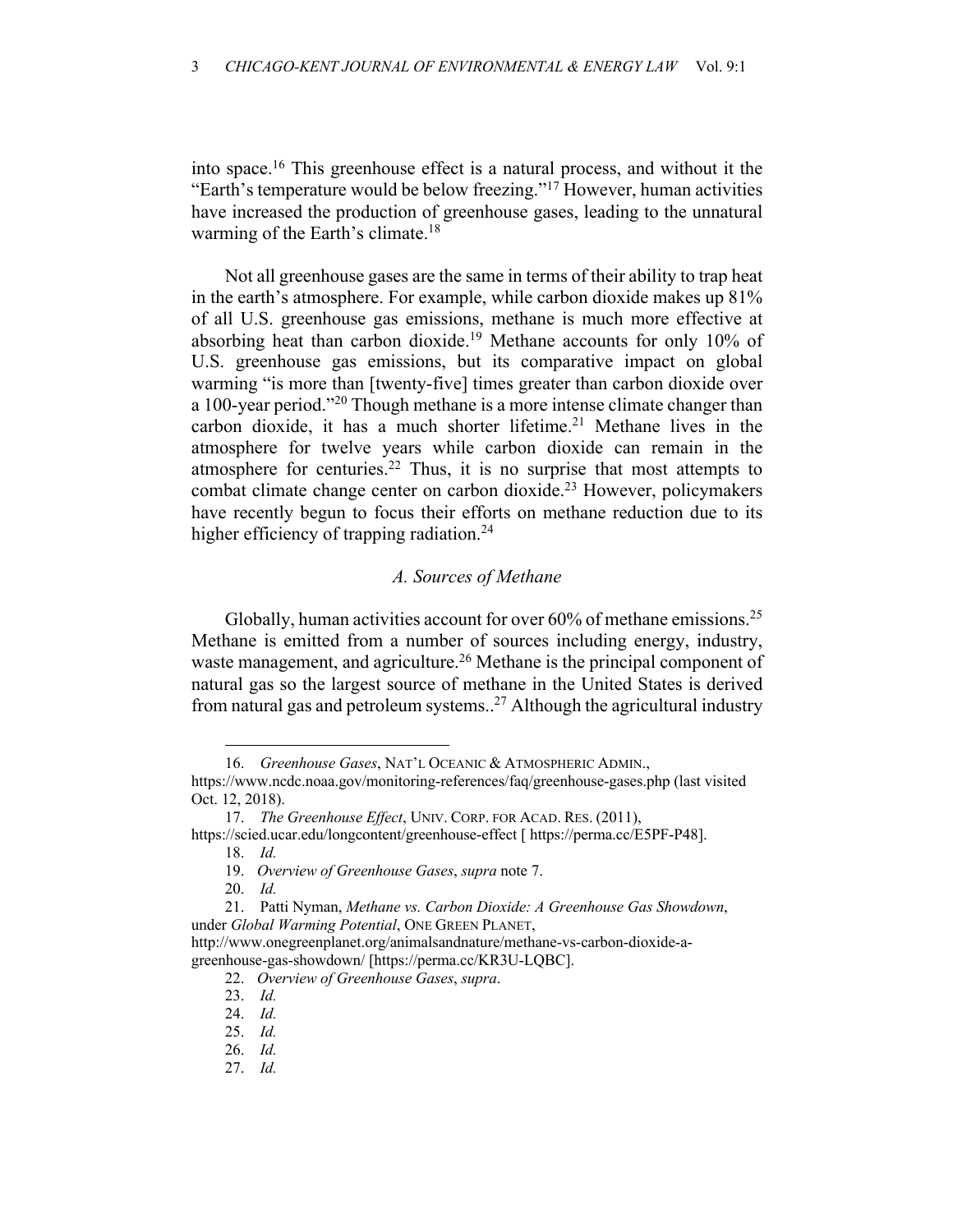into space.[16] This greenhouse effect is a natural process, and without it the "Earth's temperature would be below freezing."[17] However, human activities have increased the production of greenhouse gases, leading to the unnatural warming of the Earth's climate.[18]

Not all greenhouse gases are the same in terms of their ability to trap heat in the earth's atmosphere. For example, while carbon dioxide makes up 81% of all U.S. greenhouse gas emissions, methane is much more effective at absorbing heat than carbon dioxide.[19] Methane accounts for only 10% of U.S. greenhouse gas emissions, but its comparative impact on global warming "is more than [twenty-five] times greater than carbon dioxide over a 100-year period."[20] Though methane is a more intense climate changer than carbon dioxide, it has a much shorter lifetime.[21] Methane lives in the atmosphere for twelve years while carbon dioxide can remain in the atmosphere for centuries.[22] Thus, it is no surprise that most attempts to combat climate change center on carbon dioxide.[23] However, policymakers have recently begun to focus their efforts on methane reduction due to its higher efficiency of trapping radiation.[24]

### *A. Sources of Methane*

Globally, human activities account for over 60% of methane emissions.[25] Methane is emitted from a number of sources including energy, industry, waste management, and agriculture.[26] Methane is the principal component of natural gas so the largest source of methane in the United States is derived from natural gas and petroleum systems..[27] Although the agricultural industry

---

16. *Greenhouse Gases*, NAT'L OCEANIC & ATMOSPHERIC ADMIN., https://www.ncdc.noaa.gov/monitoring-references/faq/greenhouse-gases.php (last visited Oct. 12, 2018).

17. *The Greenhouse Effect*, UNIV. CORP. FOR ACAD. RES. (2011), https://scied.ucar.edu/longcontent/greenhouse-effect [ https://perma.cc/E5PF-P48].

18. *Id.*

19. *Overview of Greenhouse Gases*, *supra* note 7.

20. *Id.*

21. Patti Nyman, *Methane vs. Carbon Dioxide: A Greenhouse Gas Showdown*, under *Global Warming Potential*, ONE GREEN PLANET, http://www.onegreenplanet.org/animalsandnature/methane-vs-carbon-dioxide-a-greenhouse-gas-showdown/ [https://perma.cc/KR3U-LQBC].

22. *Overview of Greenhouse Gases*, *supra*.

23. *Id.*

24. *Id.*

25. *Id.*

26. *Id.*

27. *Id.*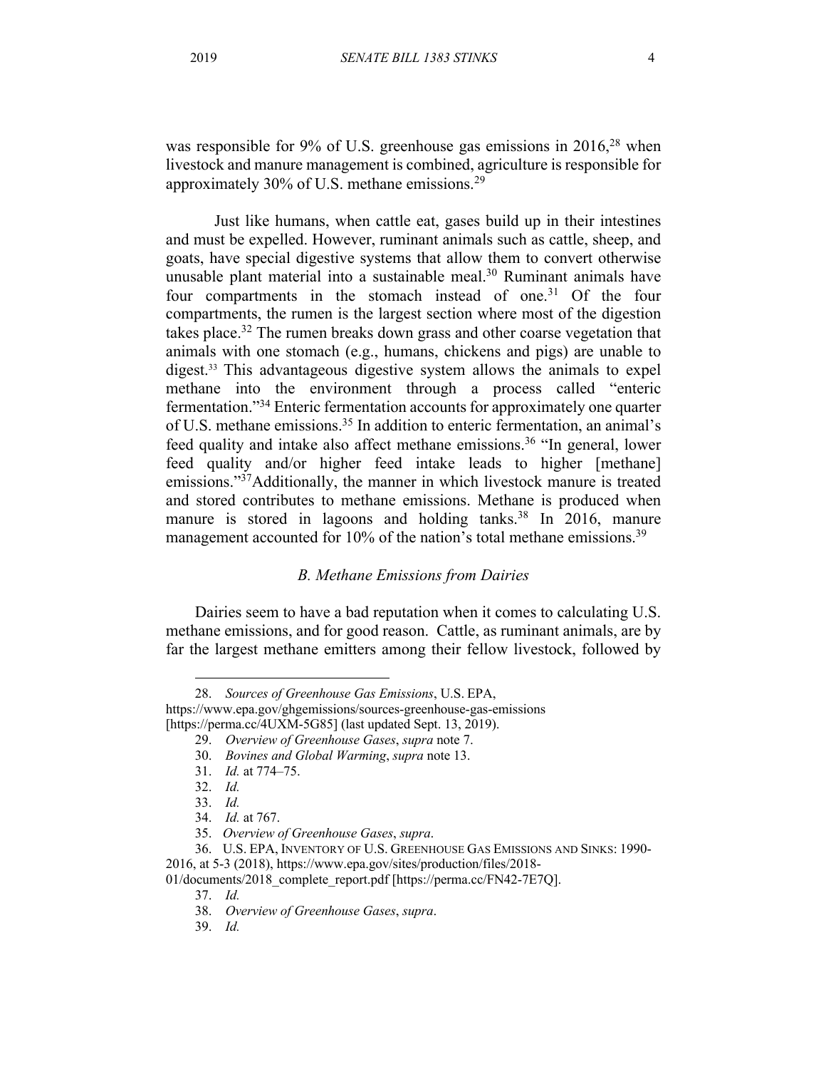was responsible for 9% of U.S. greenhouse gas emissions in 2016,[28] when livestock and manure management is combined, agriculture is responsible for approximately 30% of U.S. methane emissions.[29]

Just like humans, when cattle eat, gases build up in their intestines and must be expelled. However, ruminant animals such as cattle, sheep, and goats, have special digestive systems that allow them to convert otherwise unusable plant material into a sustainable meal.[30] Ruminant animals have four compartments in the stomach instead of one.[31] Of the four compartments, the rumen is the largest section where most of the digestion takes place.[32] The rumen breaks down grass and other coarse vegetation that animals with one stomach (e.g., humans, chickens and pigs) are unable to digest.[33] This advantageous digestive system allows the animals to expel methane into the environment through a process called "enteric fermentation."[34] Enteric fermentation accounts for approximately one quarter of U.S. methane emissions.[35] In addition to enteric fermentation, an animal's feed quality and intake also affect methane emissions.[36] "In general, lower feed quality and/or higher feed intake leads to higher [methane] emissions."[37]Additionally, the manner in which livestock manure is treated and stored contributes to methane emissions. Methane is produced when manure is stored in lagoons and holding tanks.[38] In 2016, manure management accounted for 10% of the nation's total methane emissions.[39]

### *B. Methane Emissions from Dairies*

Dairies seem to have a bad reputation when it comes to calculating U.S. methane emissions, and for good reason. Cattle, as ruminant animals, are by far the largest methane emitters among their fellow livestock, followed by

---

28. *Sources of Greenhouse Gas Emissions*, U.S. EPA, https://www.epa.gov/ghgemissions/sources-greenhouse-gas-emissions [https://perma.cc/4UXM-5G85] (last updated Sept. 13, 2019).

29. *Overview of Greenhouse Gases*, *supra* note 7.

30. *Bovines and Global Warming*, *supra* note 13.

31. *Id.* at 774–75.

32. *Id.*

33. *Id.*

34. *Id.* at 767.

35. *Overview of Greenhouse Gases*, *supra*.

36. U.S. EPA, INVENTORY OF U.S. GREENHOUSE GAS EMISSIONS AND SINKS: 1990-2016, at 5-3 (2018), https://www.epa.gov/sites/production/files/2018-01/documents/2018_complete_report.pdf [https://perma.cc/FN42-7E7Q].

37. *Id.*

38. *Overview of Greenhouse Gases*, *supra*.

39. *Id.*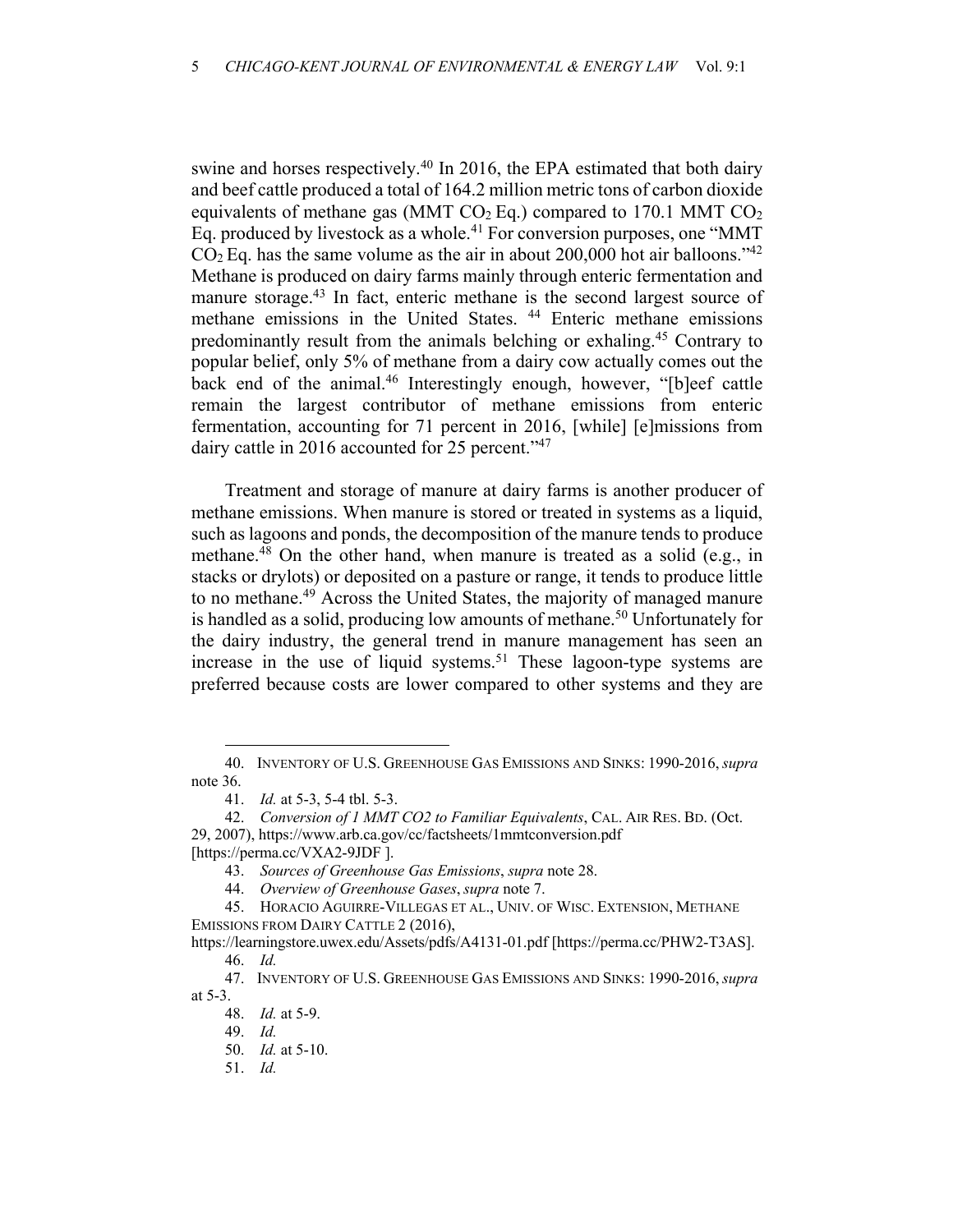swine and horses respectively.[40] In 2016, the EPA estimated that both dairy and beef cattle produced a total of 164.2 million metric tons of carbon dioxide equivalents of methane gas (MMT $CO_2$ Eq.) compared to 170.1 MMT $CO_2$ Eq. produced by livestock as a whole.[41] For conversion purposes, one "MMT $CO_2$ Eq. has the same volume as the air in about 200,000 hot air balloons."[42] Methane is produced on dairy farms mainly through enteric fermentation and manure storage.[43] In fact, enteric methane is the second largest source of methane emissions in the United States.[44] Enteric methane emissions predominantly result from the animals belching or exhaling.[45] Contrary to popular belief, only 5% of methane from a dairy cow actually comes out the back end of the animal.[46] Interestingly enough, however, "[b]eef cattle remain the largest contributor of methane emissions from enteric fermentation, accounting for 71 percent in 2016, [while] [e]missions from dairy cattle in 2016 accounted for 25 percent."[47]

Treatment and storage of manure at dairy farms is another producer of methane emissions. When manure is stored or treated in systems as a liquid, such as lagoons and ponds, the decomposition of the manure tends to produce methane.[48] On the other hand, when manure is treated as a solid (e.g., in stacks or drylots) or deposited on a pasture or range, it tends to produce little to no methane.[49] Across the United States, the majority of managed manure is handled as a solid, producing low amounts of methane.[50] Unfortunately for the dairy industry, the general trend in manure management has seen an increase in the use of liquid systems.[51] These lagoon-type systems are preferred because costs are lower compared to other systems and they are

---

40. INVENTORY OF U.S. GREENHOUSE GAS EMISSIONS AND SINKS: 1990-2016, *supra* note 36.

41. *Id.* at 5-3, 5-4 tbl. 5-3.

42. *Conversion of 1 MMT CO2 to Familiar Equivalents*, CAL. AIR RES. BD. (Oct. 29, 2007), https://www.arb.ca.gov/cc/factsheets/1mmtconversion.pdf [https://perma.cc/VXA2-9JDF ].

43. *Sources of Greenhouse Gas Emissions*, *supra* note 28.

44. *Overview of Greenhouse Gases*, *supra* note 7.

45. HORACIO AGUIRRE-VILLEGAS ET AL., UNIV. OF WISC. EXTENSION, METHANE EMISSIONS FROM DAIRY CATTLE 2 (2016), https://learningstore.uwex.edu/Assets/pdfs/A4131-01.pdf [https://perma.cc/PHW2-T3AS].

46. *Id.*

47. INVENTORY OF U.S. GREENHOUSE GAS EMISSIONS AND SINKS: 1990-2016, *supra* at 5-3.

48. *Id.* at 5-9.

49. *Id.*

50. *Id.* at 5-10.

51. *Id.*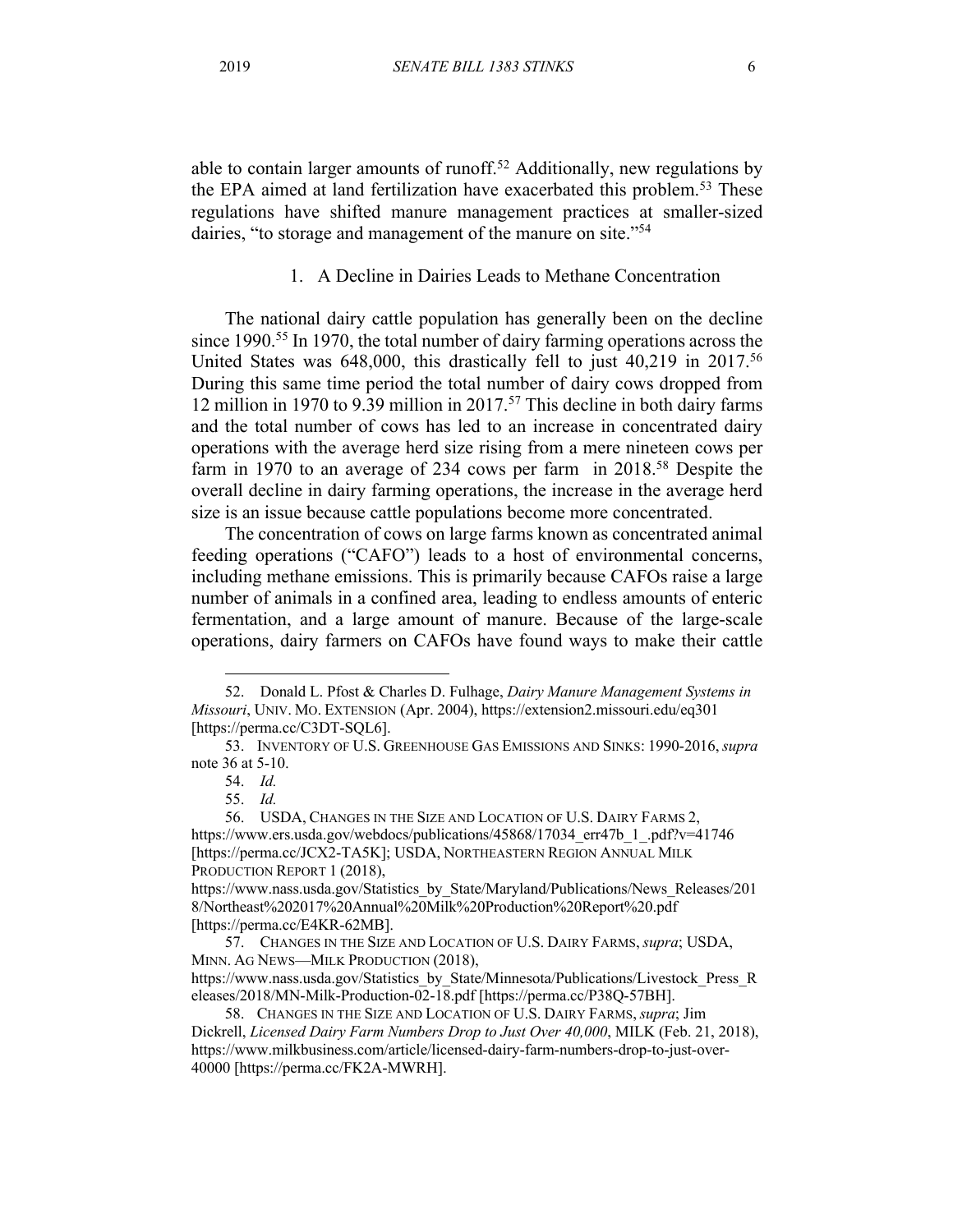able to contain larger amounts of runoff.[52] Additionally, new regulations by the EPA aimed at land fertilization have exacerbated this problem.[53] These regulations have shifted manure management practices at smaller-sized dairies, "to storage and management of the manure on site."[54]

### 1. A Decline in Dairies Leads to Methane Concentration

The national dairy cattle population has generally been on the decline since 1990.[55] In 1970, the total number of dairy farming operations across the United States was 648,000, this drastically fell to just 40,219 in 2017.[56] During this same time period the total number of dairy cows dropped from 12 million in 1970 to 9.39 million in 2017.[57] This decline in both dairy farms and the total number of cows has led to an increase in concentrated dairy operations with the average herd size rising from a mere nineteen cows per farm in 1970 to an average of 234 cows per farm in 2018.[58] Despite the overall decline in dairy farming operations, the increase in the average herd size is an issue because cattle populations become more concentrated.

The concentration of cows on large farms known as concentrated animal feeding operations ("CAFO") leads to a host of environmental concerns, including methane emissions. This is primarily because CAFOs raise a large number of animals in a confined area, leading to endless amounts of enteric fermentation, and a large amount of manure. Because of the large-scale operations, dairy farmers on CAFOs have found ways to make their cattle

---

52. Donald L. Pfost & Charles D. Fulhage, *Dairy Manure Management Systems in Missouri*, UNIV. MO. EXTENSION (Apr. 2004), https://extension2.missouri.edu/eq301 [https://perma.cc/C3DT-SQL6].

53. INVENTORY OF U.S. GREENHOUSE GAS EMISSIONS AND SINKS: 1990-2016, *supra* note 36 at 5-10.

54. *Id.*

55. *Id.*

56. USDA, CHANGES IN THE SIZE AND LOCATION OF U.S. DAIRY FARMS 2, https://www.ers.usda.gov/webdocs/publications/45868/17034_err47b_1_.pdf?v=41746 [https://perma.cc/JCX2-TA5K]; USDA, NORTHEASTERN REGION ANNUAL MILK PRODUCTION REPORT 1 (2018), https://www.nass.usda.gov/Statistics_by_State/Maryland/Publications/News_Releases/2018/Northeast%202017%20Annual%20Milk%20Production%20Report%20.pdf [https://perma.cc/E4KR-62MB].

57. CHANGES IN THE SIZE AND LOCATION OF U.S. DAIRY FARMS, *supra*; USDA, MINN. AG NEWS—MILK PRODUCTION (2018), https://www.nass.usda.gov/Statistics_by_State/Minnesota/Publications/Livestock_Press_Releases/2018/MN-Milk-Production-02-18.pdf [https://perma.cc/P38Q-57BH].

58. CHANGES IN THE SIZE AND LOCATION OF U.S. DAIRY FARMS, *supra*; Jim Dickrell, *Licensed Dairy Farm Numbers Drop to Just Over 40,000*, MILK (Feb. 21, 2018), https://www.milkbusiness.com/article/licensed-dairy-farm-numbers-drop-to-just-over-40000 [https://perma.cc/FK2A-MWRH].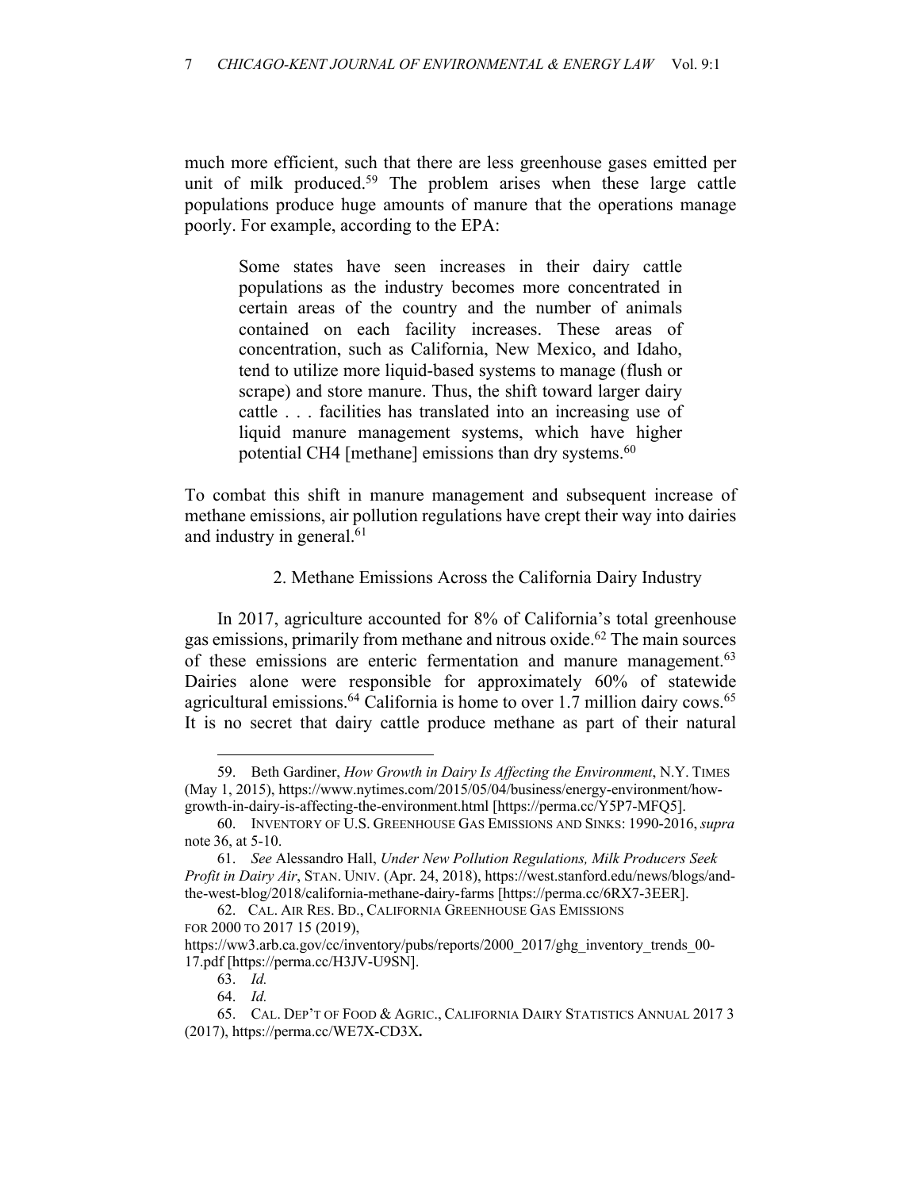much more efficient, such that there are less greenhouse gases emitted per unit of milk produced.[59] The problem arises when these large cattle populations produce huge amounts of manure that the operations manage poorly. For example, according to the EPA:

> Some states have seen increases in their dairy cattle populations as the industry becomes more concentrated in certain areas of the country and the number of animals contained on each facility increases. These areas of concentration, such as California, New Mexico, and Idaho, tend to utilize more liquid-based systems to manage (flush or scrape) and store manure. Thus, the shift toward larger dairy cattle . . . facilities has translated into an increasing use of liquid manure management systems, which have higher potential $CH_4$ [methane] emissions than dry systems.[60]

To combat this shift in manure management and subsequent increase of methane emissions, air pollution regulations have crept their way into dairies and industry in general.[61]

### 2. Methane Emissions Across the California Dairy Industry

In 2017, agriculture accounted for 8% of California's total greenhouse gas emissions, primarily from methane and nitrous oxide.[62] The main sources of these emissions are enteric fermentation and manure management.[63] Dairies alone were responsible for approximately 60% of statewide agricultural emissions.[64] California is home to over 1.7 million dairy cows.[65] It is no secret that dairy cattle produce methane as part of their natural

---

59. Beth Gardiner, *How Growth in Dairy Is Affecting the Environment*, N.Y. TIMES (May 1, 2015), https://www.nytimes.com/2015/05/04/business/energy-environment/how-growth-in-dairy-is-affecting-the-environment.html [https://perma.cc/Y5P7-MFQ5].

60. INVENTORY OF U.S. GREENHOUSE GAS EMISSIONS AND SINKS: 1990-2016, *supra* note 36, at 5-10.

61. *See* Alessandro Hall, *Under New Pollution Regulations, Milk Producers Seek Profit in Dairy Air*, STAN. UNIV. (Apr. 24, 2018), https://west.stanford.edu/news/blogs/and-the-west-blog/2018/california-methane-dairy-farms [https://perma.cc/6RX7-3EER].

62. CAL. AIR RES. BD., CALIFORNIA GREENHOUSE GAS EMISSIONS FOR 2000 TO 2017 15 (2019), https://ww3.arb.ca.gov/cc/inventory/pubs/reports/2000_2017/ghg_inventory_trends_00-17.pdf [https://perma.cc/H3JV-U9SN].

63. *Id.*

64. *Id.*

65. CAL. DEP'T OF FOOD & AGRIC., CALIFORNIA DAIRY STATISTICS ANNUAL 2017 3 (2017), https://perma.cc/WE7X-CD3X.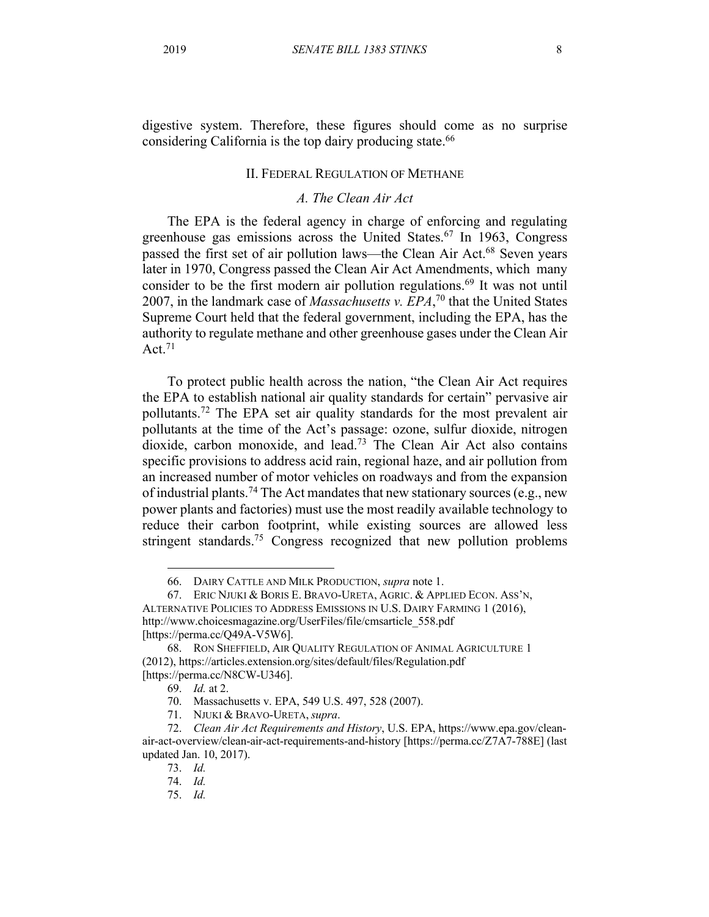digestive system. Therefore, these figures should come as no surprise considering California is the top dairy producing state.[66]

## II. FEDERAL REGULATION OF METHANE

### *A. The Clean Air Act*

The EPA is the federal agency in charge of enforcing and regulating greenhouse gas emissions across the United States.[67] In 1963, Congress passed the first set of air pollution laws—the Clean Air Act.[68] Seven years later in 1970, Congress passed the Clean Air Act Amendments, which many consider to be the first modern air pollution regulations.[69] It was not until 2007, in the landmark case of *Massachusetts v. EPA*,[70] that the United States Supreme Court held that the federal government, including the EPA, has the authority to regulate methane and other greenhouse gases under the Clean Air Act.[71]

To protect public health across the nation, "the Clean Air Act requires the EPA to establish national air quality standards for certain" pervasive air pollutants.[72] The EPA set air quality standards for the most prevalent air pollutants at the time of the Act's passage: ozone, sulfur dioxide, nitrogen dioxide, carbon monoxide, and lead.[73] The Clean Air Act also contains specific provisions to address acid rain, regional haze, and air pollution from an increased number of motor vehicles on roadways and from the expansion of industrial plants.[74] The Act mandates that new stationary sources (e.g., new power plants and factories) must use the most readily available technology to reduce their carbon footprint, while existing sources are allowed less stringent standards.[75] Congress recognized that new pollution problems

---

66. DAIRY CATTLE AND MILK PRODUCTION, *supra* note 1.

67. ERIC NJUKI & BORIS E. BRAVO-URETA, AGRIC. & APPLIED ECON. ASS'N, ALTERNATIVE POLICIES TO ADDRESS EMISSIONS IN U.S. DAIRY FARMING 1 (2016), http://www.choicesmagazine.org/UserFiles/file/cmsarticle_558.pdf [https://perma.cc/Q49A-V5W6].

68. RON SHEFFIELD, AIR QUALITY REGULATION OF ANIMAL AGRICULTURE 1 (2012), https://articles.extension.org/sites/default/files/Regulation.pdf [https://perma.cc/N8CW-U346].

69. *Id.* at 2.

70. Massachusetts v. EPA, 549 U.S. 497, 528 (2007).

71. NJUKI & BRAVO-URETA, *supra*.

72. *Clean Air Act Requirements and History*, U.S. EPA, https://www.epa.gov/clean-air-act-overview/clean-air-act-requirements-and-history [https://perma.cc/Z7A7-788E] (last updated Jan. 10, 2017).

73. *Id.*

74. *Id.*

75. *Id.*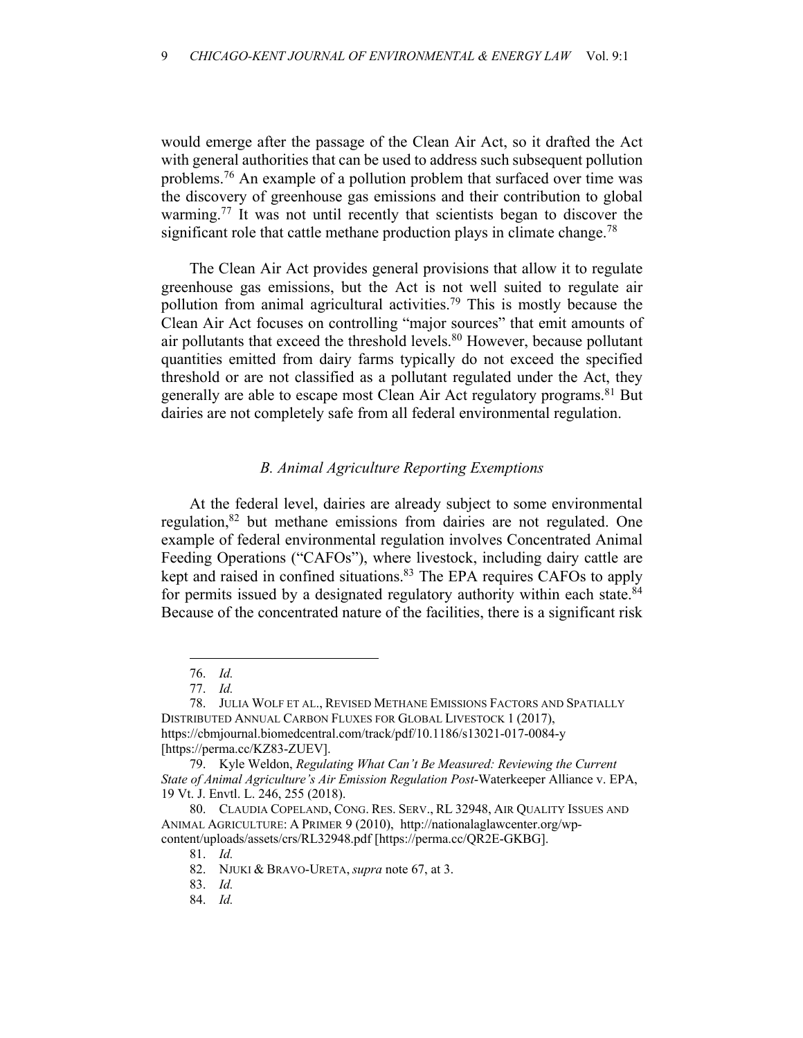would emerge after the passage of the Clean Air Act, so it drafted the Act with general authorities that can be used to address such subsequent pollution problems.[76] An example of a pollution problem that surfaced over time was the discovery of greenhouse gas emissions and their contribution to global warming.[77] It was not until recently that scientists began to discover the significant role that cattle methane production plays in climate change.[78]

The Clean Air Act provides general provisions that allow it to regulate greenhouse gas emissions, but the Act is not well suited to regulate air pollution from animal agricultural activities.[79] This is mostly because the Clean Air Act focuses on controlling "major sources" that emit amounts of air pollutants that exceed the threshold levels.[80] However, because pollutant quantities emitted from dairy farms typically do not exceed the specified threshold or are not classified as a pollutant regulated under the Act, they generally are able to escape most Clean Air Act regulatory programs.[81] But dairies are not completely safe from all federal environmental regulation.

### *B. Animal Agriculture Reporting Exemptions*

At the federal level, dairies are already subject to some environmental regulation,[82] but methane emissions from dairies are not regulated. One example of federal environmental regulation involves Concentrated Animal Feeding Operations ("CAFOs"), where livestock, including dairy cattle are kept and raised in confined situations.[83] The EPA requires CAFOs to apply for permits issued by a designated regulatory authority within each state.[84] Because of the concentrated nature of the facilities, there is a significant risk

---

76. *Id.*

77. *Id.*

78. JULIA WOLF ET AL., REVISED METHANE EMISSIONS FACTORS AND SPATIALLY DISTRIBUTED ANNUAL CARBON FLUXES FOR GLOBAL LIVESTOCK 1 (2017), https://cbmjournal.biomedcentral.com/track/pdf/10.1186/s13021-017-0084-y [https://perma.cc/KZ83-ZUEV].

79. Kyle Weldon, *Regulating What Can't Be Measured: Reviewing the Current State of Animal Agriculture's Air Emission Regulation Post-*Waterkeeper Alliance v. EPA, 19 Vt. J. Envtl. L. 246, 255 (2018).

80. CLAUDIA COPELAND, CONG. RES. SERV., RL 32948, AIR QUALITY ISSUES AND ANIMAL AGRICULTURE: A PRIMER 9 (2010), http://nationalaglawcenter.org/wp-content/uploads/assets/crs/RL32948.pdf [https://perma.cc/QR2E-GKBG].

81. *Id.*

82. NJUKI & BRAVO-URETA, *supra* note 67, at 3.

83. *Id.*

84. *Id.*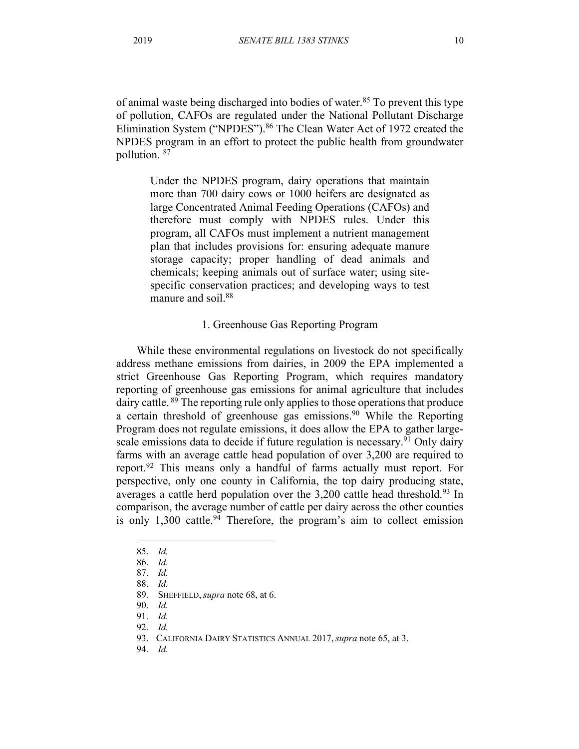of animal waste being discharged into bodies of water.[85] To prevent this type of pollution, CAFOs are regulated under the National Pollutant Discharge Elimination System ("NPDES").[86] The Clean Water Act of 1972 created the NPDES program in an effort to protect the public health from groundwater pollution. [87]

> Under the NPDES program, dairy operations that maintain more than 700 dairy cows or 1000 heifers are designated as large Concentrated Animal Feeding Operations (CAFOs) and therefore must comply with NPDES rules. Under this program, all CAFOs must implement a nutrient management plan that includes provisions for: ensuring adequate manure storage capacity; proper handling of dead animals and chemicals; keeping animals out of surface water; using site-specific conservation practices; and developing ways to test manure and soil.[88]

### 1. Greenhouse Gas Reporting Program

While these environmental regulations on livestock do not specifically address methane emissions from dairies, in 2009 the EPA implemented a strict Greenhouse Gas Reporting Program, which requires mandatory reporting of greenhouse gas emissions for animal agriculture that includes dairy cattle. [89] The reporting rule only applies to those operations that produce a certain threshold of greenhouse gas emissions.[90] While the Reporting Program does not regulate emissions, it does allow the EPA to gather large-scale emissions data to decide if future regulation is necessary.[91] Only dairy farms with an average cattle head population of over 3,200 are required to report.[92] This means only a handful of farms actually must report. For perspective, only one county in California, the top dairy producing state, averages a cattle herd population over the 3,200 cattle head threshold.[93] In comparison, the average number of cattle per dairy across the other counties is only 1,300 cattle.[94] Therefore, the program's aim to collect emission

---

85. *Id.*
86. *Id.*
87. *Id.*
88. *Id.*
89. SHEFFIELD, *supra* note 68, at 6.
90. *Id.*
91. *Id.*
92. *Id.*
93. CALIFORNIA DAIRY STATISTICS ANNUAL 2017, *supra* note 65, at 3.
94. *Id.*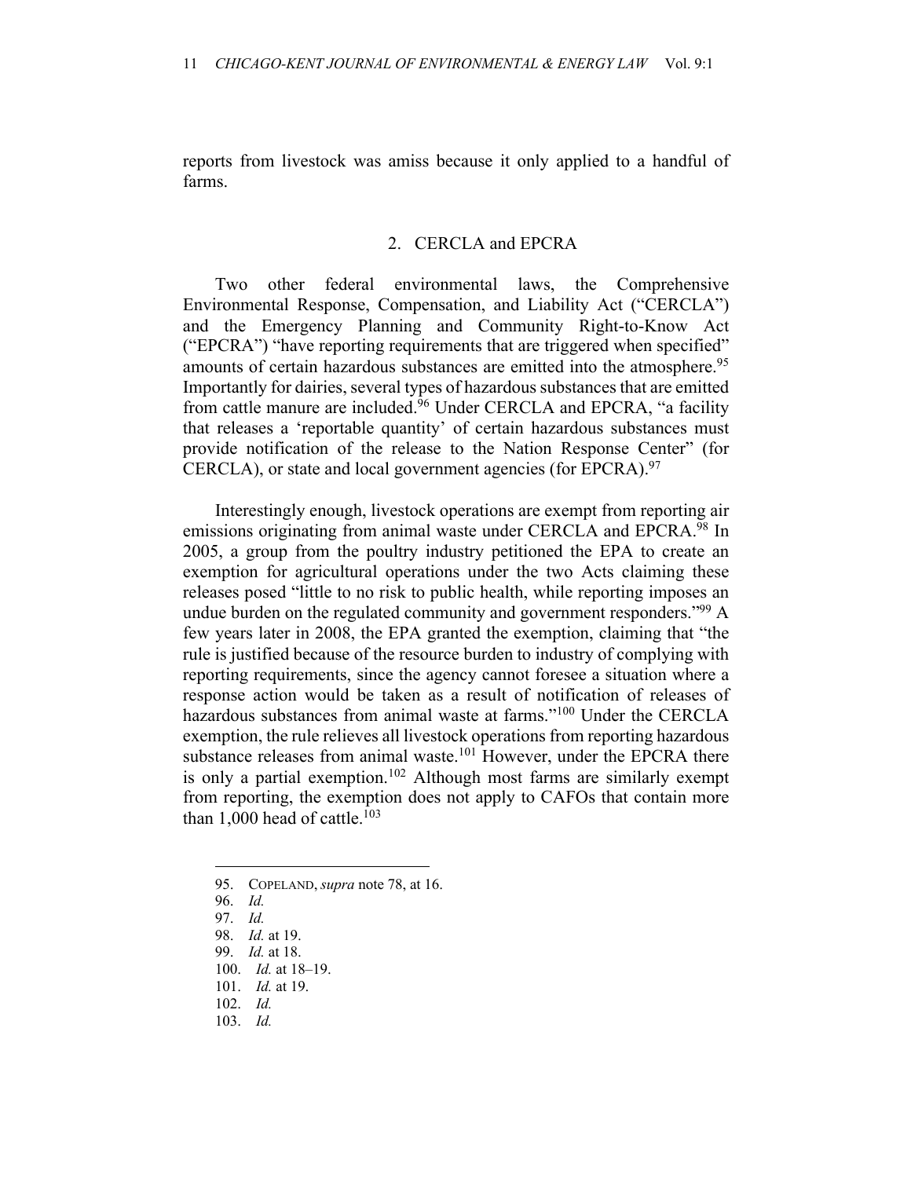reports from livestock was amiss because it only applied to a handful of farms.

### 2. CERCLA and EPCRA

Two other federal environmental laws, the Comprehensive Environmental Response, Compensation, and Liability Act ("CERCLA") and the Emergency Planning and Community Right-to-Know Act ("EPCRA") "have reporting requirements that are triggered when specified" amounts of certain hazardous substances are emitted into the atmosphere.[95] Importantly for dairies, several types of hazardous substances that are emitted from cattle manure are included.[96] Under CERCLA and EPCRA, "a facility that releases a 'reportable quantity' of certain hazardous substances must provide notification of the release to the Nation Response Center" (for CERCLA), or state and local government agencies (for EPCRA).[97]

Interestingly enough, livestock operations are exempt from reporting air emissions originating from animal waste under CERCLA and EPCRA.[98] In 2005, a group from the poultry industry petitioned the EPA to create an exemption for agricultural operations under the two Acts claiming these releases posed "little to no risk to public health, while reporting imposes an undue burden on the regulated community and government responders."[99] A few years later in 2008, the EPA granted the exemption, claiming that "the rule is justified because of the resource burden to industry of complying with reporting requirements, since the agency cannot foresee a situation where a response action would be taken as a result of notification of releases of hazardous substances from animal waste at farms."[100] Under the CERCLA exemption, the rule relieves all livestock operations from reporting hazardous substance releases from animal waste.[101] However, under the EPCRA there is only a partial exemption.[102] Although most farms are similarly exempt from reporting, the exemption does not apply to CAFOs that contain more than 1,000 head of cattle.[103]

---

95. COPELAND, *supra* note 78, at 16.
96. *Id.*
97. *Id.*
98. *Id.* at 19.
99. *Id.* at 18.
100. *Id.* at 18–19.
101. *Id.* at 19.
102. *Id.*
103. *Id.*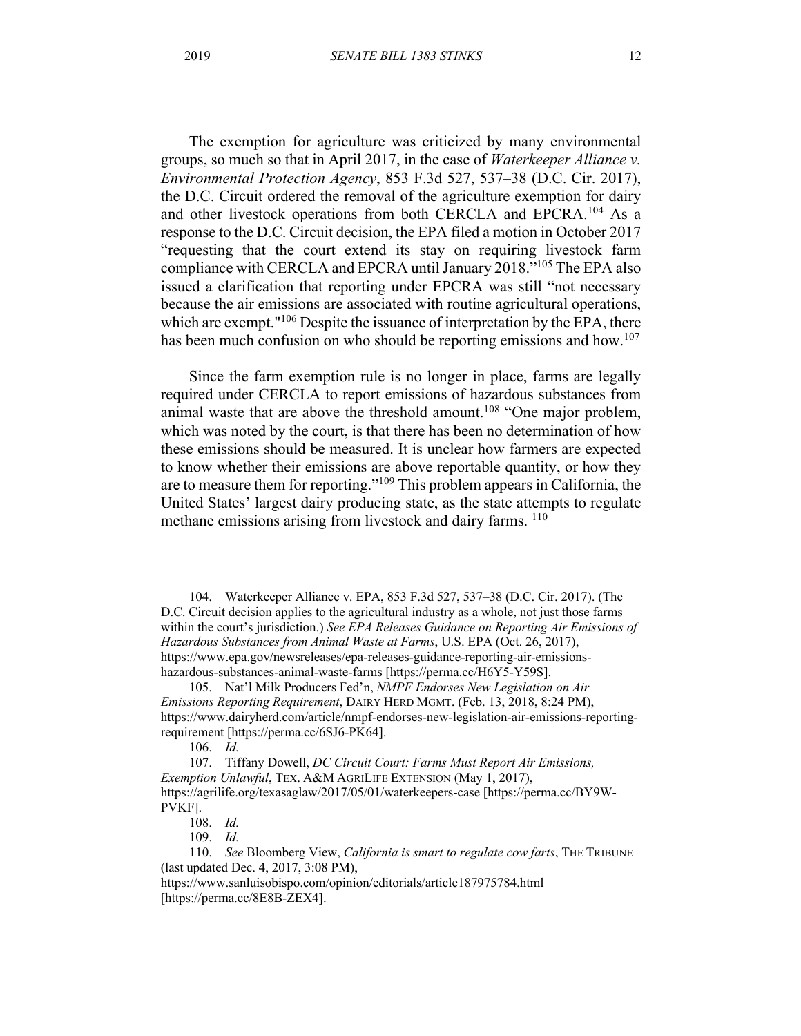The exemption for agriculture was criticized by many environmental groups, so much so that in April 2017, in the case of *Waterkeeper Alliance v. Environmental Protection Agency*, 853 F.3d 527, 537–38 (D.C. Cir. 2017), the D.C. Circuit ordered the removal of the agriculture exemption for dairy and other livestock operations from both CERCLA and EPCRA.[104] As a response to the D.C. Circuit decision, the EPA filed a motion in October 2017 "requesting that the court extend its stay on requiring livestock farm compliance with CERCLA and EPCRA until January 2018."[105] The EPA also issued a clarification that reporting under EPCRA was still "not necessary because the air emissions are associated with routine agricultural operations, which are exempt."[106] Despite the issuance of interpretation by the EPA, there has been much confusion on who should be reporting emissions and how.[107]

Since the farm exemption rule is no longer in place, farms are legally required under CERCLA to report emissions of hazardous substances from animal waste that are above the threshold amount.[108] "One major problem, which was noted by the court, is that there has been no determination of how these emissions should be measured. It is unclear how farmers are expected to know whether their emissions are above reportable quantity, or how they are to measure them for reporting."[109] This problem appears in California, the United States' largest dairy producing state, as the state attempts to regulate methane emissions arising from livestock and dairy farms. [110]

---

104. Waterkeeper Alliance v. EPA, 853 F.3d 527, 537–38 (D.C. Cir. 2017). (The D.C. Circuit decision applies to the agricultural industry as a whole, not just those farms within the court's jurisdiction.) *See EPA Releases Guidance on Reporting Air Emissions of Hazardous Substances from Animal Waste at Farms*, U.S. EPA (Oct. 26, 2017), https://www.epa.gov/newsreleases/epa-releases-guidance-reporting-air-emissions-hazardous-substances-animal-waste-farms [https://perma.cc/H6Y5-Y59S].

105. Nat'l Milk Producers Fed'n, *NMPF Endorses New Legislation on Air Emissions Reporting Requirement*, DAIRY HERD MGMT. (Feb. 13, 2018, 8:24 PM), https://www.dairyherd.com/article/nmpf-endorses-new-legislation-air-emissions-reporting-requirement [https://perma.cc/6SJ6-PK64].

106. *Id.*

107. Tiffany Dowell, *DC Circuit Court: Farms Must Report Air Emissions, Exemption Unlawful*, TEX. A&M AGRILIFE EXTENSION (May 1, 2017), https://agrilife.org/texasaglaw/2017/05/01/waterkeepers-case [https://perma.cc/BY9W-PVKF].

108. *Id.*

109. *Id.*

110. *See* Bloomberg View, *California is smart to regulate cow farts*, THE TRIBUNE (last updated Dec. 4, 2017, 3:08 PM), https://www.sanluisobispo.com/opinion/editorials/article187975784.html [https://perma.cc/8E8B-ZEX4].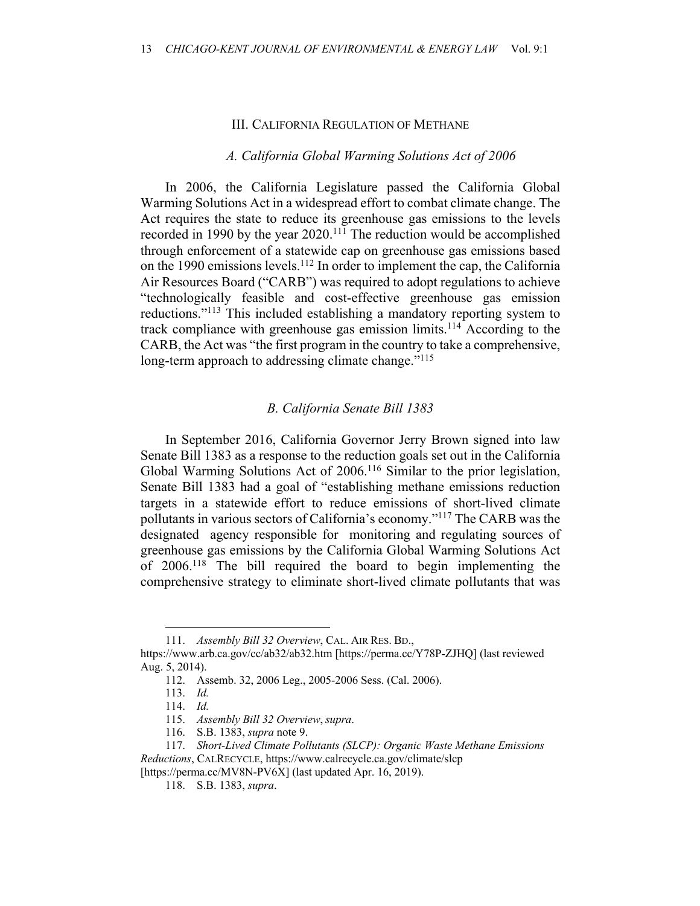## III. California Regulation of Methane

### *A. California Global Warming Solutions Act of 2006*

In 2006, the California Legislature passed the California Global Warming Solutions Act in a widespread effort to combat climate change. The Act requires the state to reduce its greenhouse gas emissions to the levels recorded in 1990 by the year 2020.[111] The reduction would be accomplished through enforcement of a statewide cap on greenhouse gas emissions based on the 1990 emissions levels.[112] In order to implement the cap, the California Air Resources Board ("CARB") was required to adopt regulations to achieve "technologically feasible and cost-effective greenhouse gas emission reductions."[113] This included establishing a mandatory reporting system to track compliance with greenhouse gas emission limits.[114] According to the CARB, the Act was "the first program in the country to take a comprehensive, long-term approach to addressing climate change."[115]

### *B. California Senate Bill 1383*

In September 2016, California Governor Jerry Brown signed into law Senate Bill 1383 as a response to the reduction goals set out in the California Global Warming Solutions Act of 2006.[116] Similar to the prior legislation, Senate Bill 1383 had a goal of "establishing methane emissions reduction targets in a statewide effort to reduce emissions of short-lived climate pollutants in various sectors of California's economy."[117] The CARB was the designated agency responsible for monitoring and regulating sources of greenhouse gas emissions by the California Global Warming Solutions Act of 2006.[118] The bill required the board to begin implementing the comprehensive strategy to eliminate short-lived climate pollutants that was

---

111. *Assembly Bill 32 Overview*, CAL. AIR RES. BD., https://www.arb.ca.gov/cc/ab32/ab32.htm [https://perma.cc/Y78P-ZJHQ] (last reviewed Aug. 5, 2014).

112. Assemb. 32, 2006 Leg., 2005-2006 Sess. (Cal. 2006).

113. *Id.*

114. *Id.*

115. *Assembly Bill 32 Overview*, *supra*.

116. S.B. 1383, *supra* note 9.

117. *Short-Lived Climate Pollutants (SLCP): Organic Waste Methane Emissions Reductions*, CALRECYCLE, https://www.calrecycle.ca.gov/climate/slcp [https://perma.cc/MV8N-PV6X] (last updated Apr. 16, 2019).

118. S.B. 1383, *supra*.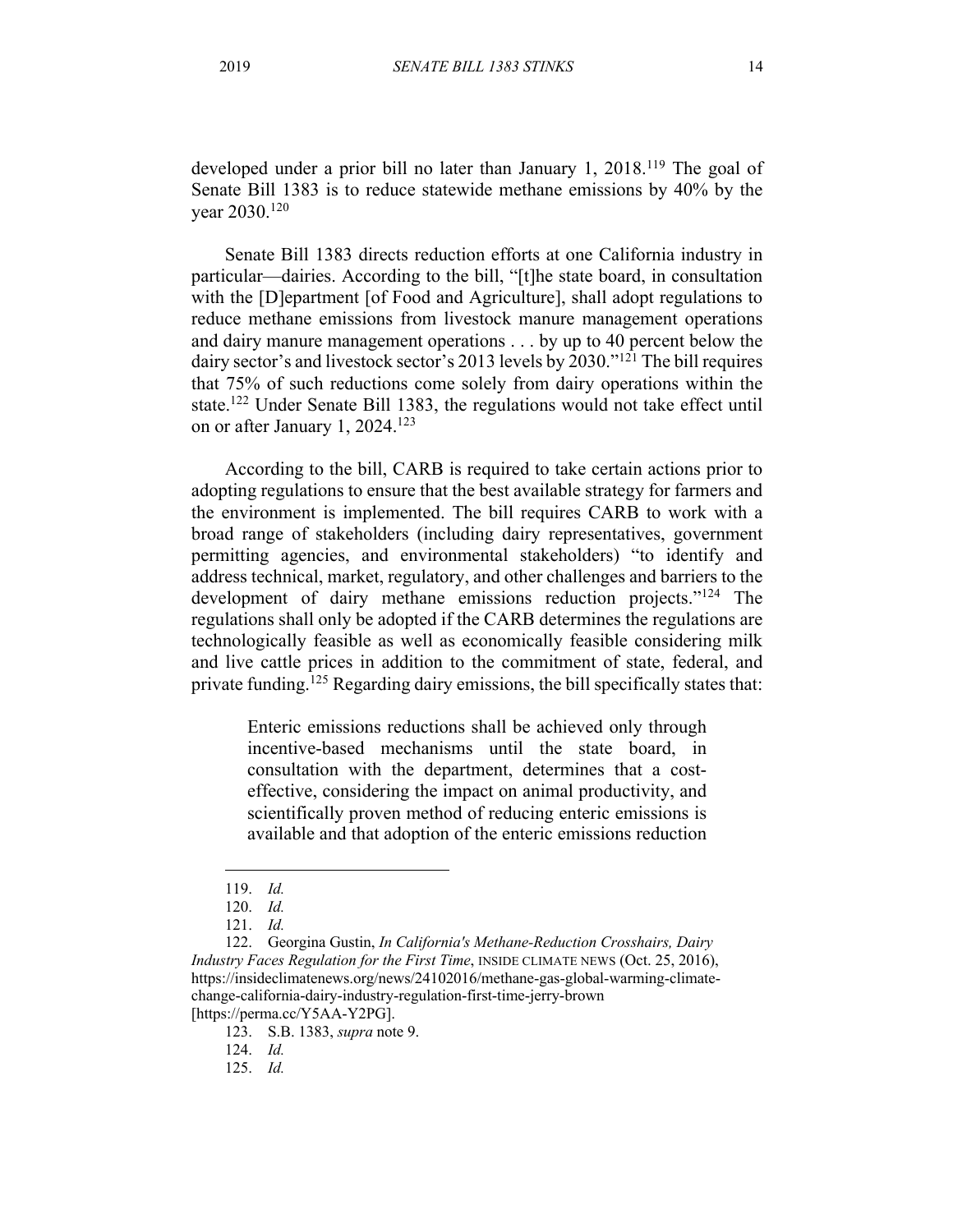developed under a prior bill no later than January 1, 2018.[119] The goal of Senate Bill 1383 is to reduce statewide methane emissions by 40% by the year 2030.[120]

Senate Bill 1383 directs reduction efforts at one California industry in particular—dairies. According to the bill, "[t]he state board, in consultation with the [D]epartment [of Food and Agriculture], shall adopt regulations to reduce methane emissions from livestock manure management operations and dairy manure management operations . . . by up to 40 percent below the dairy sector's and livestock sector's 2013 levels by 2030."[121] The bill requires that 75% of such reductions come solely from dairy operations within the state.[122] Under Senate Bill 1383, the regulations would not take effect until on or after January 1, 2024.[123]

According to the bill, CARB is required to take certain actions prior to adopting regulations to ensure that the best available strategy for farmers and the environment is implemented. The bill requires CARB to work with a broad range of stakeholders (including dairy representatives, government permitting agencies, and environmental stakeholders) "to identify and address technical, market, regulatory, and other challenges and barriers to the development of dairy methane emissions reduction projects."[124] The regulations shall only be adopted if the CARB determines the regulations are technologically feasible as well as economically feasible considering milk and live cattle prices in addition to the commitment of state, federal, and private funding.[125] Regarding dairy emissions, the bill specifically states that:

> Enteric emissions reductions shall be achieved only through incentive-based mechanisms until the state board, in consultation with the department, determines that a cost-effective, considering the impact on animal productivity, and scientifically proven method of reducing enteric emissions is available and that adoption of the enteric emissions reduction

---

119. *Id.*

120. *Id.*

121. *Id.*

122. Georgina Gustin, *In California's Methane-Reduction Crosshairs, Dairy Industry Faces Regulation for the First Time*, INSIDE CLIMATE NEWS (Oct. 25, 2016), https://insideclimatenews.org/news/24102016/methane-gas-global-warming-climate-change-california-dairy-industry-regulation-first-time-jerry-brown [https://perma.cc/Y5AA-Y2PG].

123. S.B. 1383, *supra* note 9.

124. *Id.*

125. *Id.*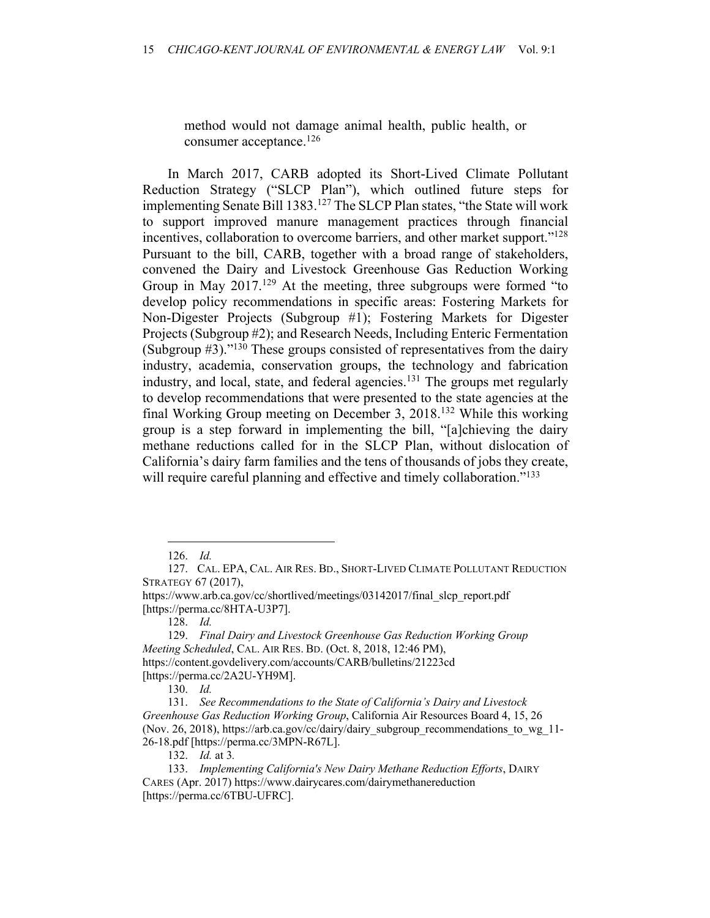method would not damage animal health, public health, or consumer acceptance.[126]

In March 2017, CARB adopted its Short-Lived Climate Pollutant Reduction Strategy ("SLCP Plan"), which outlined future steps for implementing Senate Bill 1383.[127] The SLCP Plan states, "the State will work to support improved manure management practices through financial incentives, collaboration to overcome barriers, and other market support."[128] Pursuant to the bill, CARB, together with a broad range of stakeholders, convened the Dairy and Livestock Greenhouse Gas Reduction Working Group in May 2017.[129] At the meeting, three subgroups were formed "to develop policy recommendations in specific areas: Fostering Markets for Non-Digester Projects (Subgroup #1); Fostering Markets for Digester Projects (Subgroup #2); and Research Needs, Including Enteric Fermentation (Subgroup #3)."[130] These groups consisted of representatives from the dairy industry, academia, conservation groups, the technology and fabrication industry, and local, state, and federal agencies.[131] The groups met regularly to develop recommendations that were presented to the state agencies at the final Working Group meeting on December 3, 2018.[132] While this working group is a step forward in implementing the bill, "[a]chieving the dairy methane reductions called for in the SLCP Plan, without dislocation of California's dairy farm families and the tens of thousands of jobs they create, will require careful planning and effective and timely collaboration."[133]

---

126. *Id.*

127. CAL. EPA, CAL. AIR RES. BD., SHORT-LIVED CLIMATE POLLUTANT REDUCTION STRATEGY 67 (2017), https://www.arb.ca.gov/cc/shortlived/meetings/03142017/final_slcp_report.pdf [https://perma.cc/8HTA-U3P7].

128. *Id.*

129. *Final Dairy and Livestock Greenhouse Gas Reduction Working Group Meeting Scheduled*, CAL. AIR RES. BD. (Oct. 8, 2018, 12:46 PM), https://content.govdelivery.com/accounts/CARB/bulletins/21223cd [https://perma.cc/2A2U-YH9M].

130. *Id.*

131. *See Recommendations to the State of California's Dairy and Livestock Greenhouse Gas Reduction Working Group*, California Air Resources Board 4, 15, 26 (Nov. 26, 2018), https://arb.ca.gov/cc/dairy/dairy_subgroup_recommendations_to_wg_11-26-18.pdf [https://perma.cc/3MPN-R67L].

132. *Id.* at 3.

133. *Implementing California's New Dairy Methane Reduction Efforts*, DAIRY CARES (Apr. 2017) https://www.dairycares.com/dairymethanereduction [https://perma.cc/6TBU-UFRC].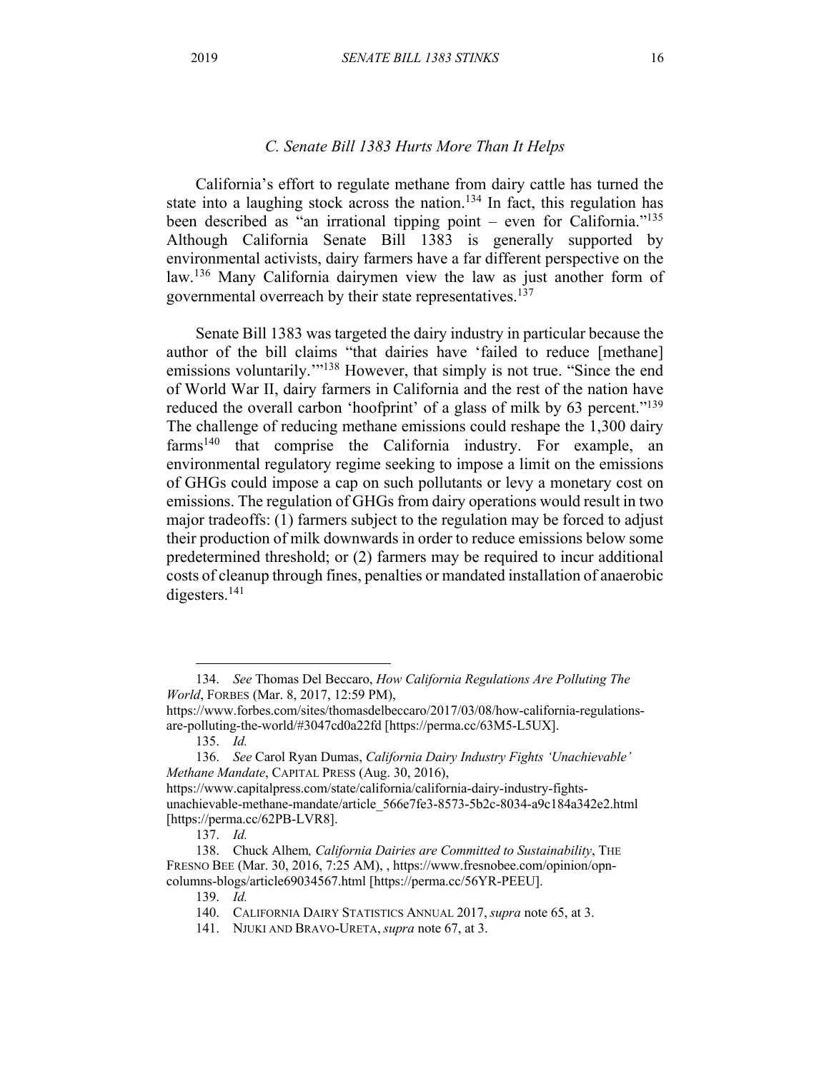### *C. Senate Bill 1383 Hurts More Than It Helps*

California's effort to regulate methane from dairy cattle has turned the state into a laughing stock across the nation.[134] In fact, this regulation has been described as "an irrational tipping point – even for California."[135] Although California Senate Bill 1383 is generally supported by environmental activists, dairy farmers have a far different perspective on the law.[136] Many California dairymen view the law as just another form of governmental overreach by their state representatives.[137]

Senate Bill 1383 was targeted the dairy industry in particular because the author of the bill claims "that dairies have 'failed to reduce [methane] emissions voluntarily.'"[138] However, that simply is not true. "Since the end of World War II, dairy farmers in California and the rest of the nation have reduced the overall carbon 'hoofprint' of a glass of milk by 63 percent."[139] The challenge of reducing methane emissions could reshape the 1,300 dairy farms[140] that comprise the California industry. For example, an environmental regulatory regime seeking to impose a limit on the emissions of GHGs could impose a cap on such pollutants or levy a monetary cost on emissions. The regulation of GHGs from dairy operations would result in two major tradeoffs: (1) farmers subject to the regulation may be forced to adjust their production of milk downwards in order to reduce emissions below some predetermined threshold; or (2) farmers may be required to incur additional costs of cleanup through fines, penalties or mandated installation of anaerobic digesters.[141]

---

134. *See* Thomas Del Beccaro, *How California Regulations Are Polluting The World*, FORBES (Mar. 8, 2017, 12:59 PM), https://www.forbes.com/sites/thomasdelbeccaro/2017/03/08/how-california-regulations-are-polluting-the-world/#3047cd0a22fd [https://perma.cc/63M5-L5UX].

135. *Id.*

136. *See* Carol Ryan Dumas, *California Dairy Industry Fights 'Unachievable' Methane Mandate*, CAPITAL PRESS (Aug. 30, 2016), https://www.capitalpress.com/state/california/california-dairy-industry-fights-unachievable-methane-mandate/article_566e7fe3-8573-5b2c-8034-a9c184a342e2.html [https://perma.cc/62PB-LVR8].

137. *Id.*

138. Chuck Alhem*, California Dairies are Committed to Sustainability*, THE FRESNO BEE (Mar. 30, 2016, 7:25 AM), , https://www.fresnobee.com/opinion/opn-columns-blogs/article69034567.html [https://perma.cc/56YR-PEEU].

139. *Id.*

140. CALIFORNIA DAIRY STATISTICS ANNUAL 2017, *supra* note 65, at 3.

141. NJUKI AND BRAVO-URETA, *supra* note 67, at 3.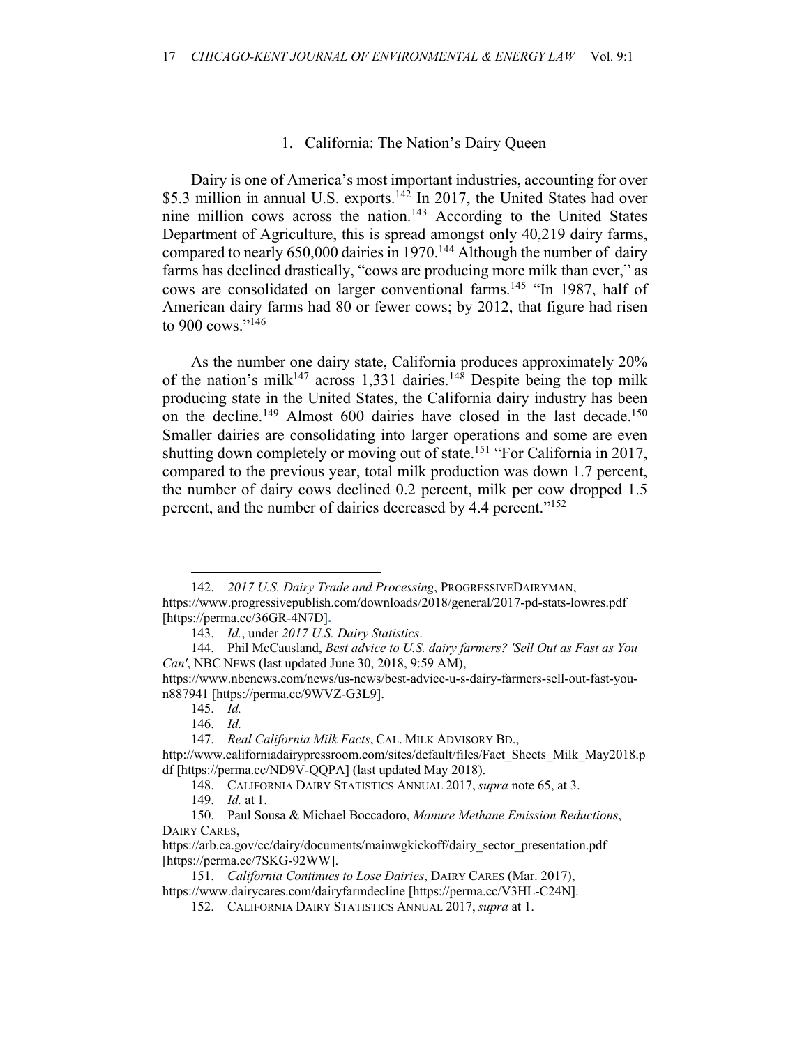### 1. California: The Nation's Dairy Queen

Dairy is one of America's most important industries, accounting for over $5.3 million in annual U.S. exports.[142] In 2017, the United States had over nine million cows across the nation.[143] According to the United States Department of Agriculture, this is spread amongst only 40,219 dairy farms, compared to nearly 650,000 dairies in 1970.[144] Although the number of dairy farms has declined drastically, "cows are producing more milk than ever," as cows are consolidated on larger conventional farms.[145] "In 1987, half of American dairy farms had 80 or fewer cows; by 2012, that figure had risen to 900 cows."[146]

As the number one dairy state, California produces approximately 20% of the nation's milk[147] across 1,331 dairies.[148] Despite being the top milk producing state in the United States, the California dairy industry has been on the decline.[149] Almost 600 dairies have closed in the last decade.[150] Smaller dairies are consolidating into larger operations and some are even shutting down completely or moving out of state.[151] "For California in 2017, compared to the previous year, total milk production was down 1.7 percent, the number of dairy cows declined 0.2 percent, milk per cow dropped 1.5 percent, and the number of dairies decreased by 4.4 percent."[152]

---

142. *2017 U.S. Dairy Trade and Processing*, PROGRESSIVEDAIRYMAN, https://www.progressivepublish.com/downloads/2018/general/2017-pd-stats-lowres.pdf [https://perma.cc/36GR-4N7D].

143. *Id.*, under *2017 U.S. Dairy Statistics*.

144. Phil McCausland, *Best advice to U.S. dairy farmers? 'Sell Out as Fast as You Can'*, NBC NEWS (last updated June 30, 2018, 9:59 AM), https://www.nbcnews.com/news/us-news/best-advice-u-s-dairy-farmers-sell-out-fast-you-n887941 [https://perma.cc/9WVZ-G3L9].

145. *Id.*

146. *Id.*

147. *Real California Milk Facts*, CAL. MILK ADVISORY BD., http://www.californiadairypressroom.com/sites/default/files/Fact_Sheets_Milk_May2018.pdf [https://perma.cc/ND9V-QQPA] (last updated May 2018).

148. CALIFORNIA DAIRY STATISTICS ANNUAL 2017, *supra* note 65, at 3.

149. *Id.* at 1.

150. Paul Sousa & Michael Boccadoro, *Manure Methane Emission Reductions*, DAIRY CARES, https://arb.ca.gov/cc/dairy/documents/mainwgkickoff/dairy_sector_presentation.pdf [https://perma.cc/7SKG-92WW].

151. *California Continues to Lose Dairies*, DAIRY CARES (Mar. 2017), https://www.dairycares.com/dairyfarmdecline [https://perma.cc/V3HL-C24N].

152. CALIFORNIA DAIRY STATISTICS ANNUAL 2017, *supra* at 1.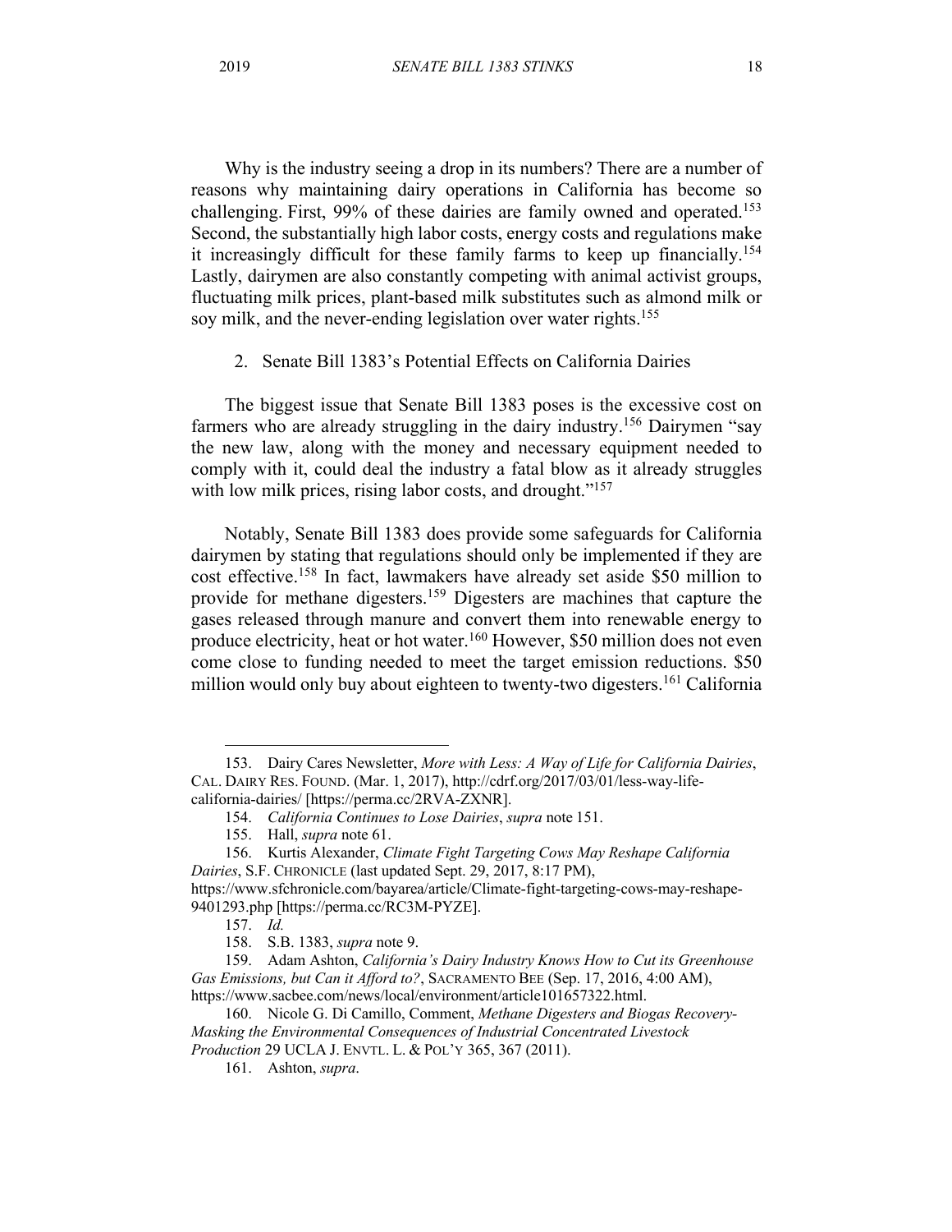Why is the industry seeing a drop in its numbers? There are a number of reasons why maintaining dairy operations in California has become so challenging. First, 99% of these dairies are family owned and operated.[153] Second, the substantially high labor costs, energy costs and regulations make it increasingly difficult for these family farms to keep up financially.[154] Lastly, dairymen are also constantly competing with animal activist groups, fluctuating milk prices, plant-based milk substitutes such as almond milk or soy milk, and the never-ending legislation over water rights.[155]

2. Senate Bill 1383's Potential Effects on California Dairies

The biggest issue that Senate Bill 1383 poses is the excessive cost on farmers who are already struggling in the dairy industry.[156] Dairymen "say the new law, along with the money and necessary equipment needed to comply with it, could deal the industry a fatal blow as it already struggles with low milk prices, rising labor costs, and drought."[157]

Notably, Senate Bill 1383 does provide some safeguards for California dairymen by stating that regulations should only be implemented if they are cost effective.[158] In fact, lawmakers have already set aside $50 million to provide for methane digesters.[159] Digesters are machines that capture the gases released through manure and convert them into renewable energy to produce electricity, heat or hot water.[160] However, $50 million does not even come close to funding needed to meet the target emission reductions. $50 million would only buy about eighteen to twenty-two digesters.[161] California

---

153. Dairy Cares Newsletter, *More with Less: A Way of Life for California Dairies*, CAL. DAIRY RES. FOUND. (Mar. 1, 2017), http://cdrf.org/2017/03/01/less-way-life-california-dairies/ [https://perma.cc/2RVA-ZXNR].

154. *California Continues to Lose Dairies*, *supra* note 151.

155. Hall, *supra* note 61.

156. Kurtis Alexander, *Climate Fight Targeting Cows May Reshape California Dairies*, S.F. CHRONICLE (last updated Sept. 29, 2017, 8:17 PM), https://www.sfchronicle.com/bayarea/article/Climate-fight-targeting-cows-may-reshape-9401293.php [https://perma.cc/RC3M-PYZE].

157. *Id.*

158. S.B. 1383, *supra* note 9.

159. Adam Ashton, *California's Dairy Industry Knows How to Cut its Greenhouse Gas Emissions, but Can it Afford to?*, SACRAMENTO BEE (Sep. 17, 2016, 4:00 AM), https://www.sacbee.com/news/local/environment/article101657322.html.

160. Nicole G. Di Camillo, Comment, *Methane Digesters and Biogas Recovery-Masking the Environmental Consequences of Industrial Concentrated Livestock Production* 29 UCLA J. ENVTL. L. & POL'Y 365, 367 (2011).

161. Ashton, *supra*.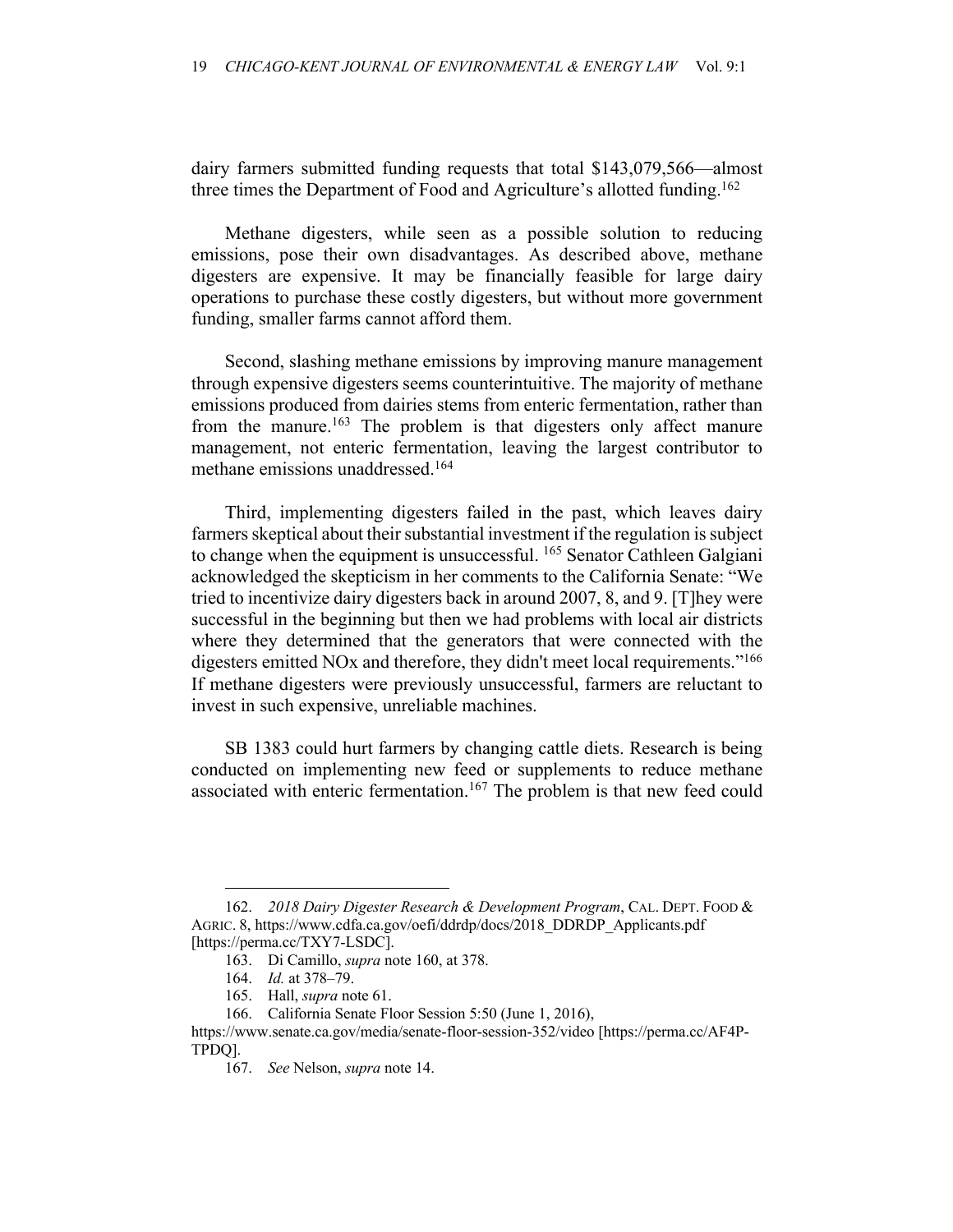dairy farmers submitted funding requests that total $143,079,566—almost three times the Department of Food and Agriculture's allotted funding.[162]

Methane digesters, while seen as a possible solution to reducing emissions, pose their own disadvantages. As described above, methane digesters are expensive. It may be financially feasible for large dairy operations to purchase these costly digesters, but without more government funding, smaller farms cannot afford them.

Second, slashing methane emissions by improving manure management through expensive digesters seems counterintuitive. The majority of methane emissions produced from dairies stems from enteric fermentation, rather than from the manure.[163] The problem is that digesters only affect manure management, not enteric fermentation, leaving the largest contributor to methane emissions unaddressed.[164]

Third, implementing digesters failed in the past, which leaves dairy farmers skeptical about their substantial investment if the regulation is subject to change when the equipment is unsuccessful. [165] Senator Cathleen Galgiani acknowledged the skepticism in her comments to the California Senate: "We tried to incentivize dairy digesters back in around 2007, 8, and 9. [T]hey were successful in the beginning but then we had problems with local air districts where they determined that the generators that were connected with the digesters emitted NOx and therefore, they didn't meet local requirements."[166] If methane digesters were previously unsuccessful, farmers are reluctant to invest in such expensive, unreliable machines.

SB 1383 could hurt farmers by changing cattle diets. Research is being conducted on implementing new feed or supplements to reduce methane associated with enteric fermentation.[167] The problem is that new feed could

---

162. *2018 Dairy Digester Research & Development Program*, CAL. DEPT. FOOD & AGRIC. 8, https://www.cdfa.ca.gov/oefi/ddrdp/docs/2018_DDRDP_Applicants.pdf [https://perma.cc/TXY7-LSDC].

163. Di Camillo, *supra* note 160, at 378.

164. *Id.* at 378–79.

165. Hall, *supra* note 61.

166. California Senate Floor Session 5:50 (June 1, 2016), https://www.senate.ca.gov/media/senate-floor-session-352/video [https://perma.cc/AF4P-TPDQ].

167. *See* Nelson, *supra* note 14.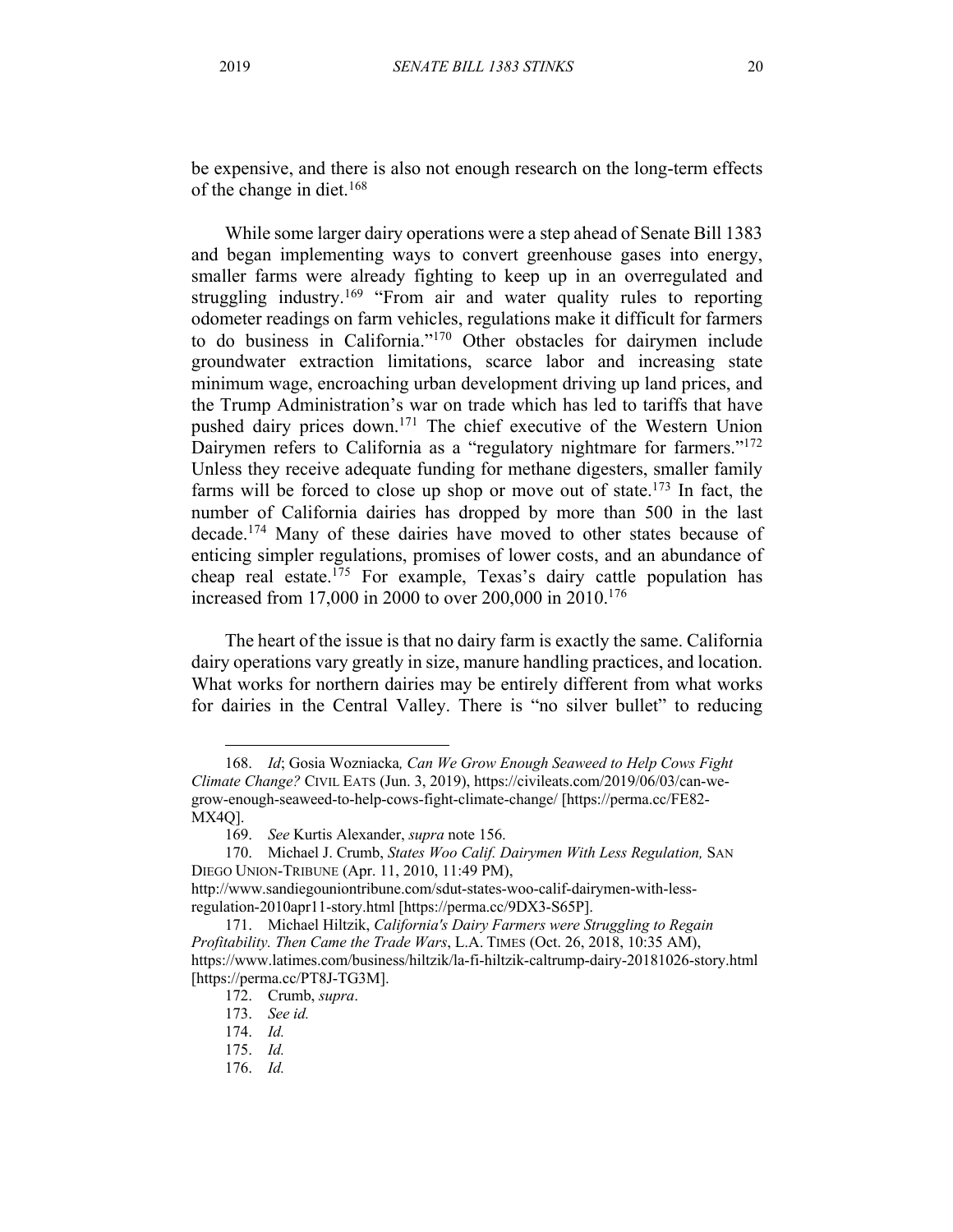be expensive, and there is also not enough research on the long-term effects of the change in diet.[168]

While some larger dairy operations were a step ahead of Senate Bill 1383 and began implementing ways to convert greenhouse gases into energy, smaller farms were already fighting to keep up in an overregulated and struggling industry.[169] "From air and water quality rules to reporting odometer readings on farm vehicles, regulations make it difficult for farmers to do business in California."[170] Other obstacles for dairymen include groundwater extraction limitations, scarce labor and increasing state minimum wage, encroaching urban development driving up land prices, and the Trump Administration's war on trade which has led to tariffs that have pushed dairy prices down.[171] The chief executive of the Western Union Dairymen refers to California as a "regulatory nightmare for farmers."[172] Unless they receive adequate funding for methane digesters, smaller family farms will be forced to close up shop or move out of state.[173] In fact, the number of California dairies has dropped by more than 500 in the last decade.[174] Many of these dairies have moved to other states because of enticing simpler regulations, promises of lower costs, and an abundance of cheap real estate.[175] For example, Texas's dairy cattle population has increased from 17,000 in 2000 to over 200,000 in 2010.[176]

The heart of the issue is that no dairy farm is exactly the same. California dairy operations vary greatly in size, manure handling practices, and location. What works for northern dairies may be entirely different from what works for dairies in the Central Valley. There is "no silver bullet" to reducing

---

168. *Id*; Gosia Wozniacka*, Can We Grow Enough Seaweed to Help Cows Fight Climate Change?* CIVIL EATS (Jun. 3, 2019), https://civileats.com/2019/06/03/can-we-grow-enough-seaweed-to-help-cows-fight-climate-change/ [https://perma.cc/FE82-MX4Q].

169. *See* Kurtis Alexander, *supra* note 156.

170. Michael J. Crumb, *States Woo Calif. Dairymen With Less Regulation,* SAN DIEGO UNION-TRIBUNE (Apr. 11, 2010, 11:49 PM), http://www.sandiegouniontribune.com/sdut-states-woo-calif-dairymen-with-less-regulation-2010apr11-story.html [https://perma.cc/9DX3-S65P].

171. Michael Hiltzik, *California's Dairy Farmers were Struggling to Regain Profitability. Then Came the Trade Wars*, L.A. TIMES (Oct. 26, 2018, 10:35 AM), https://www.latimes.com/business/hiltzik/la-fi-hiltzik-caltrump-dairy-20181026-story.html [https://perma.cc/PT8J-TG3M].

172. Crumb, *supra*.

173. *See id.*

174. *Id.*

175. *Id.*

176. *Id.*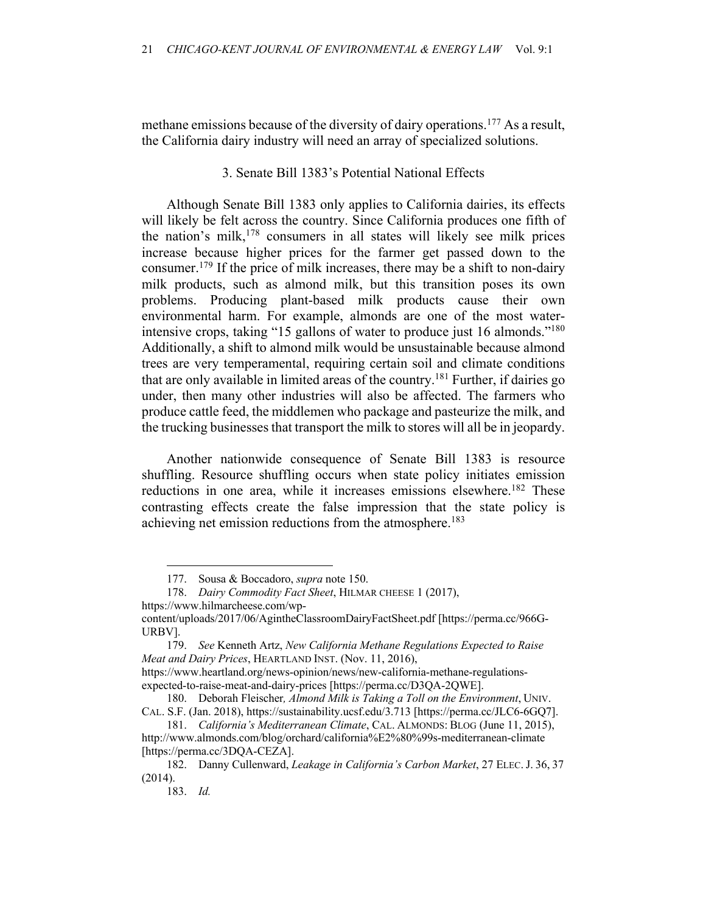methane emissions because of the diversity of dairy operations.[177] As a result, the California dairy industry will need an array of specialized solutions.

### 3. Senate Bill 1383's Potential National Effects

Although Senate Bill 1383 only applies to California dairies, its effects will likely be felt across the country. Since California produces one fifth of the nation's milk,[178] consumers in all states will likely see milk prices increase because higher prices for the farmer get passed down to the consumer.[179] If the price of milk increases, there may be a shift to non-dairy milk products, such as almond milk, but this transition poses its own problems. Producing plant-based milk products cause their own environmental harm. For example, almonds are one of the most water-intensive crops, taking "15 gallons of water to produce just 16 almonds."[180] Additionally, a shift to almond milk would be unsustainable because almond trees are very temperamental, requiring certain soil and climate conditions that are only available in limited areas of the country.[181] Further, if dairies go under, then many other industries will also be affected. The farmers who produce cattle feed, the middlemen who package and pasteurize the milk, and the trucking businesses that transport the milk to stores will all be in jeopardy.

Another nationwide consequence of Senate Bill 1383 is resource shuffling. Resource shuffling occurs when state policy initiates emission reductions in one area, while it increases emissions elsewhere.[182] These contrasting effects create the false impression that the state policy is achieving net emission reductions from the atmosphere.[183]

---

177. Sousa & Boccadoro, *supra* note 150.

178. *Dairy Commodity Fact Sheet*, HILMAR CHEESE 1 (2017), https://www.hilmarcheese.com/wp-content/uploads/2017/06/AgintheClassroomDairyFactSheet.pdf [https://perma.cc/966G-URBV].

179. *See* Kenneth Artz, *New California Methane Regulations Expected to Raise Meat and Dairy Prices*, HEARTLAND INST. (Nov. 11, 2016), https://www.heartland.org/news-opinion/news/new-california-methane-regulations-expected-to-raise-meat-and-dairy-prices [https://perma.cc/D3QA-2QWE].

180. Deborah Fleischer*, Almond Milk is Taking a Toll on the Environment*, UNIV. CAL. S.F. (Jan. 2018), https://sustainability.ucsf.edu/3.713 [https://perma.cc/JLC6-6GQ7].

181. *California's Mediterranean Climate*, CAL. ALMONDS: BLOG (June 11, 2015), http://www.almonds.com/blog/orchard/california%E2%80%99s-mediterranean-climate [https://perma.cc/3DQA-CEZA].

182. Danny Cullenward, *Leakage in California's Carbon Market*, 27 ELEC. J. 36, 37 (2014).

183. *Id.*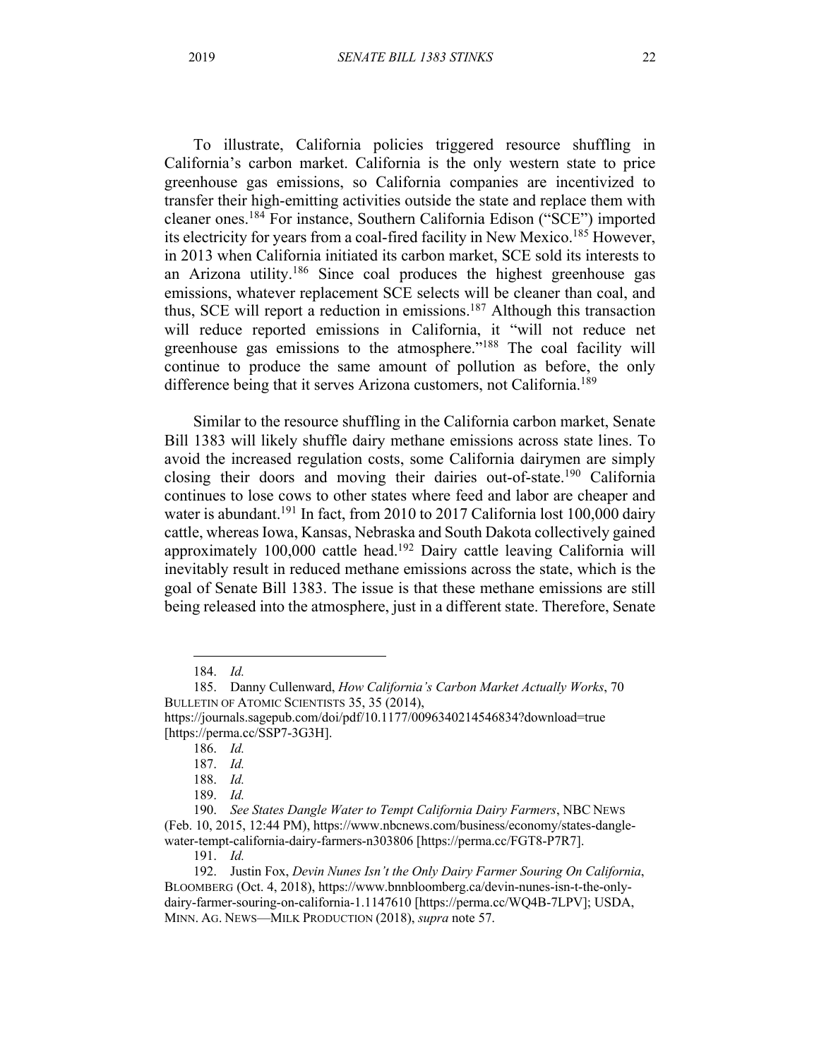To illustrate, California policies triggered resource shuffling in California's carbon market. California is the only western state to price greenhouse gas emissions, so California companies are incentivized to transfer their high-emitting activities outside the state and replace them with cleaner ones.[184] For instance, Southern California Edison ("SCE") imported its electricity for years from a coal-fired facility in New Mexico.[185] However, in 2013 when California initiated its carbon market, SCE sold its interests to an Arizona utility.[186] Since coal produces the highest greenhouse gas emissions, whatever replacement SCE selects will be cleaner than coal, and thus, SCE will report a reduction in emissions.[187] Although this transaction will reduce reported emissions in California, it "will not reduce net greenhouse gas emissions to the atmosphere."[188] The coal facility will continue to produce the same amount of pollution as before, the only difference being that it serves Arizona customers, not California.[189]

Similar to the resource shuffling in the California carbon market, Senate Bill 1383 will likely shuffle dairy methane emissions across state lines. To avoid the increased regulation costs, some California dairymen are simply closing their doors and moving their dairies out-of-state.[190] California continues to lose cows to other states where feed and labor are cheaper and water is abundant.[191] In fact, from 2010 to 2017 California lost 100,000 dairy cattle, whereas Iowa, Kansas, Nebraska and South Dakota collectively gained approximately 100,000 cattle head.[192] Dairy cattle leaving California will inevitably result in reduced methane emissions across the state, which is the goal of Senate Bill 1383. The issue is that these methane emissions are still being released into the atmosphere, just in a different state. Therefore, Senate

---

184. *Id.*

185. Danny Cullenward, *How California's Carbon Market Actually Works*, 70 BULLETIN OF ATOMIC SCIENTISTS 35, 35 (2014), https://journals.sagepub.com/doi/pdf/10.1177/0096340214546834?download=true [https://perma.cc/SSP7-3G3H].

186. *Id.*

187. *Id.*

188. *Id.*

189. *Id.*

190. *See States Dangle Water to Tempt California Dairy Farmers*, NBC NEWS (Feb. 10, 2015, 12:44 PM), https://www.nbcnews.com/business/economy/states-dangle-water-tempt-california-dairy-farmers-n303806 [https://perma.cc/FGT8-P7R7].

191. *Id.*

192. Justin Fox, *Devin Nunes Isn't the Only Dairy Farmer Souring On California*, BLOOMBERG (Oct. 4, 2018), https://www.bnnbloomberg.ca/devin-nunes-isn-t-the-only-dairy-farmer-souring-on-california-1.1147610 [https://perma.cc/WQ4B-7LPV]; USDA, MINN. AG. NEWS—MILK PRODUCTION (2018), *supra* note 57.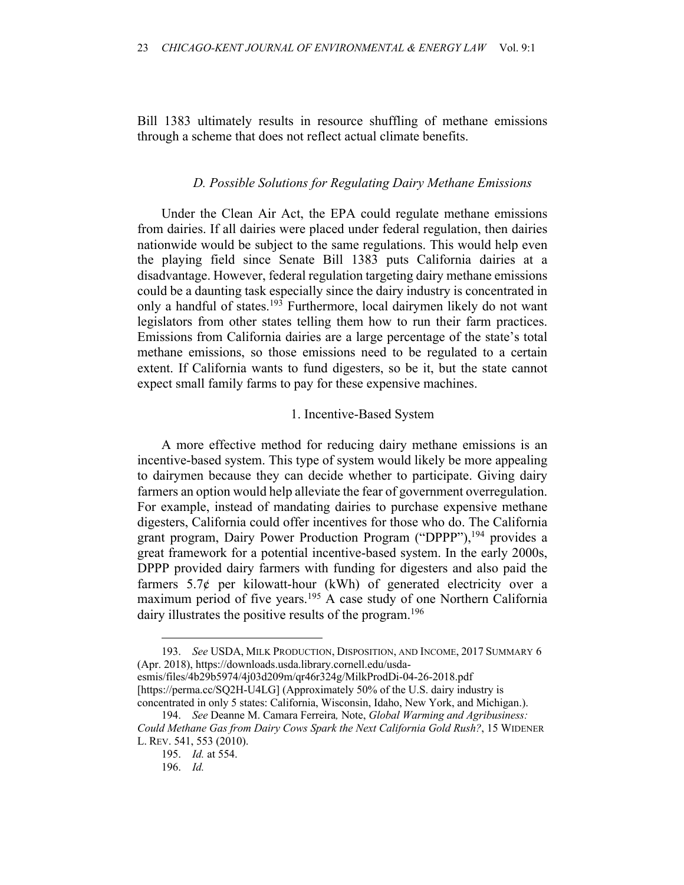Bill 1383 ultimately results in resource shuffling of methane emissions through a scheme that does not reflect actual climate benefits.

### *D. Possible Solutions for Regulating Dairy Methane Emissions*

Under the Clean Air Act, the EPA could regulate methane emissions from dairies. If all dairies were placed under federal regulation, then dairies nationwide would be subject to the same regulations. This would help even the playing field since Senate Bill 1383 puts California dairies at a disadvantage. However, federal regulation targeting dairy methane emissions could be a daunting task especially since the dairy industry is concentrated in only a handful of states.[193] Furthermore, local dairymen likely do not want legislators from other states telling them how to run their farm practices. Emissions from California dairies are a large percentage of the state's total methane emissions, so those emissions need to be regulated to a certain extent. If California wants to fund digesters, so be it, but the state cannot expect small family farms to pay for these expensive machines.

#### 1. Incentive-Based System

A more effective method for reducing dairy methane emissions is an incentive-based system. This type of system would likely be more appealing to dairymen because they can decide whether to participate. Giving dairy farmers an option would help alleviate the fear of government overregulation. For example, instead of mandating dairies to purchase expensive methane digesters, California could offer incentives for those who do. The California grant program, Dairy Power Production Program ("DPPP"),[194] provides a great framework for a potential incentive-based system. In the early 2000s, DPPP provided dairy farmers with funding for digesters and also paid the farmers 5.7¢ per kilowatt-hour (kWh) of generated electricity over a maximum period of five years.[195] A case study of one Northern California dairy illustrates the positive results of the program.[196]

---

193. *See* USDA, MILK PRODUCTION, DISPOSITION, AND INCOME, 2017 SUMMARY 6 (Apr. 2018), https://downloads.usda.library.cornell.edu/usda-esmis/files/4b29b5974/4j03d209m/qr46r324g/MilkProdDi-04-26-2018.pdf [https://perma.cc/SQ2H-U4LG] (Approximately 50% of the U.S. dairy industry is concentrated in only 5 states: California, Wisconsin, Idaho, New York, and Michigan.).

194. *See* Deanne M. Camara Ferreira, Note, *Global Warming and Agribusiness: Could Methane Gas from Dairy Cows Spark the Next California Gold Rush?*, 15 WIDENER L. REV. 541, 553 (2010).

195. *Id.* at 554.

196. *Id.*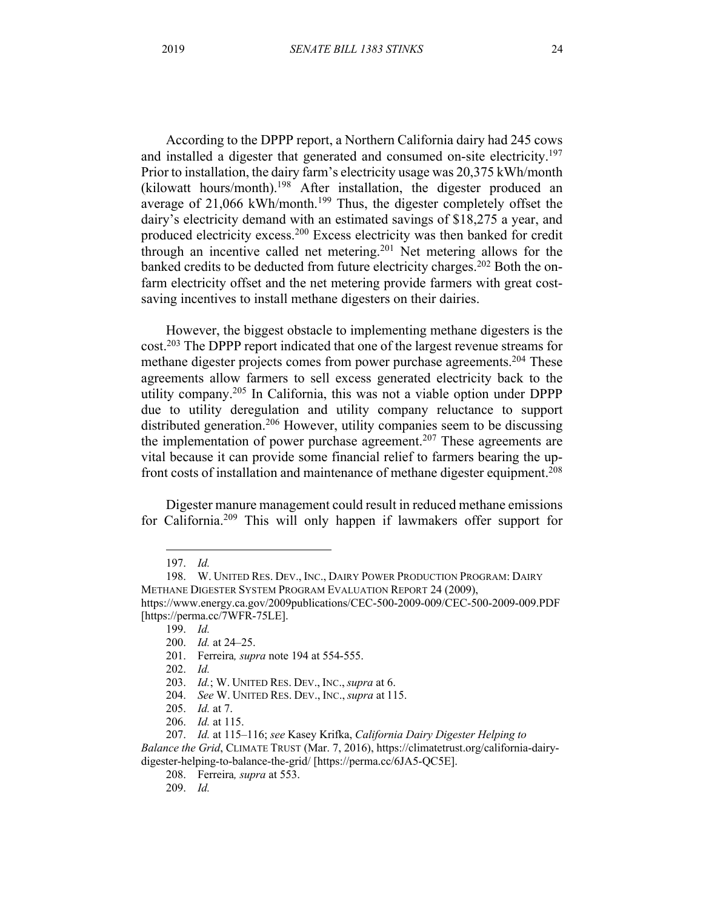According to the DPPP report, a Northern California dairy had 245 cows and installed a digester that generated and consumed on-site electricity.[197] Prior to installation, the dairy farm's electricity usage was 20,375 kWh/month (kilowatt hours/month).[198] After installation, the digester produced an average of 21,066 kWh/month.[199] Thus, the digester completely offset the dairy's electricity demand with an estimated savings of $18,275 a year, and produced electricity excess.[200] Excess electricity was then banked for credit through an incentive called net metering.[201] Net metering allows for the banked credits to be deducted from future electricity charges.[202] Both the on-farm electricity offset and the net metering provide farmers with great cost-saving incentives to install methane digesters on their dairies.

However, the biggest obstacle to implementing methane digesters is the cost.[203] The DPPP report indicated that one of the largest revenue streams for methane digester projects comes from power purchase agreements.[204] These agreements allow farmers to sell excess generated electricity back to the utility company.[205] In California, this was not a viable option under DPPP due to utility deregulation and utility company reluctance to support distributed generation.[206] However, utility companies seem to be discussing the implementation of power purchase agreement.[207] These agreements are vital because it can provide some financial relief to farmers bearing the up-front costs of installation and maintenance of methane digester equipment.[208]

Digester manure management could result in reduced methane emissions for California.[209] This will only happen if lawmakers offer support for

---

197. *Id.*

198. W. UNITED RES. DEV., INC., DAIRY POWER PRODUCTION PROGRAM: DAIRY METHANE DIGESTER SYSTEM PROGRAM EVALUATION REPORT 24 (2009), https://www.energy.ca.gov/2009publications/CEC-500-2009-009/CEC-500-2009-009.PDF [https://perma.cc/7WFR-75LE].

199. *Id.*

200. *Id.* at 24–25.

201. Ferreira*, supra* note 194 at 554-555.

202. *Id.*

203. *Id.*; W. UNITED RES. DEV., INC., *supra* at 6.

204. *See* W. UNITED RES. DEV., INC., *supra* at 115.

205. *Id.* at 7.

206. *Id.* at 115.

207. *Id.* at 115–116; *see* Kasey Krifka, *California Dairy Digester Helping to Balance the Grid*, CLIMATE TRUST (Mar. 7, 2016), https://climatetrust.org/california-dairy-digester-helping-to-balance-the-grid/ [https://perma.cc/6JA5-QC5E].

208. Ferreira*, supra* at 553.

209. *Id.*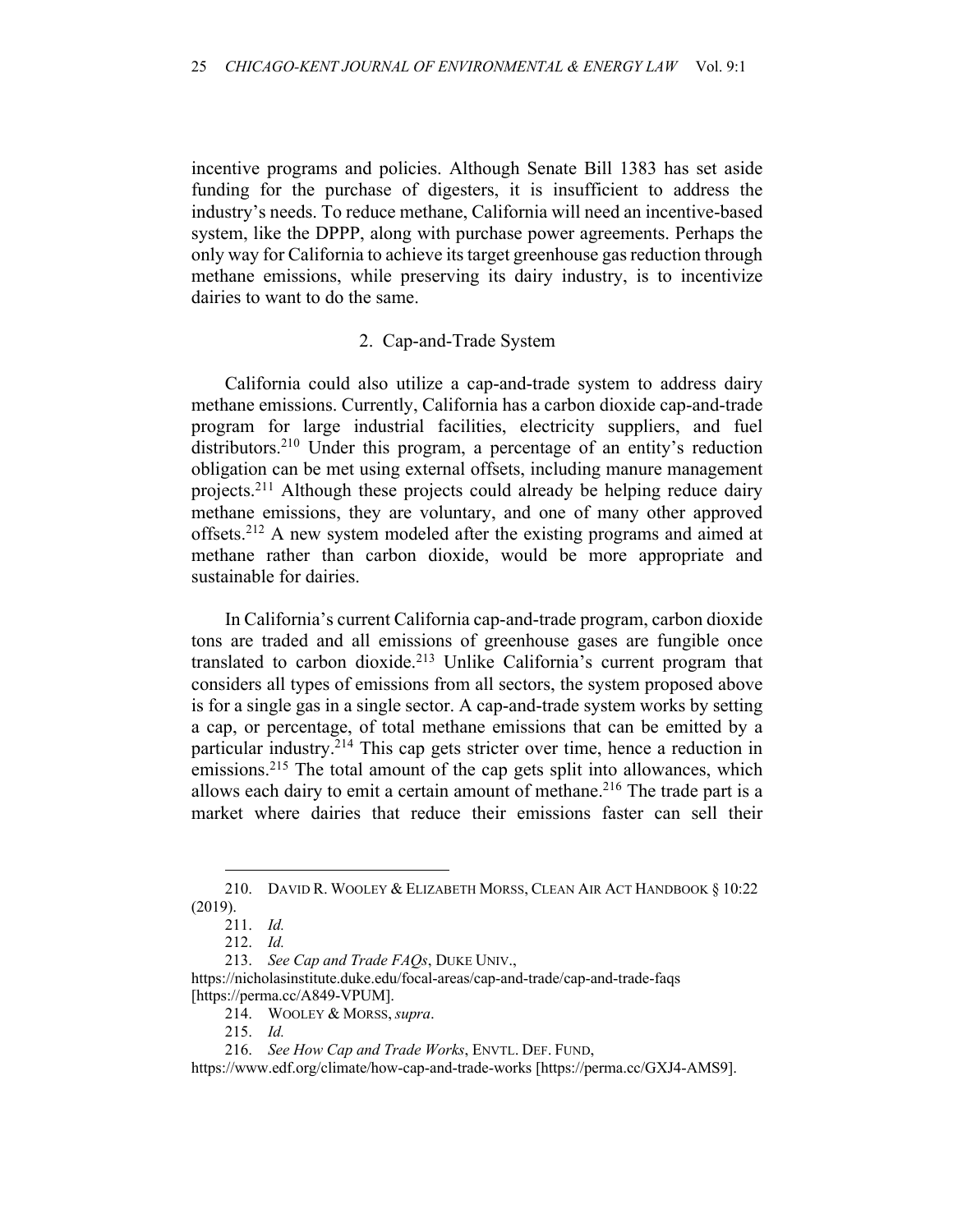incentive programs and policies. Although Senate Bill 1383 has set aside funding for the purchase of digesters, it is insufficient to address the industry's needs. To reduce methane, California will need an incentive-based system, like the DPPP, along with purchase power agreements. Perhaps the only way for California to achieve its target greenhouse gas reduction through methane emissions, while preserving its dairy industry, is to incentivize dairies to want to do the same.

### 2. Cap-and-Trade System

California could also utilize a cap-and-trade system to address dairy methane emissions. Currently, California has a carbon dioxide cap-and-trade program for large industrial facilities, electricity suppliers, and fuel distributors.[210] Under this program, a percentage of an entity's reduction obligation can be met using external offsets, including manure management projects.[211] Although these projects could already be helping reduce dairy methane emissions, they are voluntary, and one of many other approved offsets.[212] A new system modeled after the existing programs and aimed at methane rather than carbon dioxide, would be more appropriate and sustainable for dairies.

In California's current California cap-and-trade program, carbon dioxide tons are traded and all emissions of greenhouse gases are fungible once translated to carbon dioxide.[213] Unlike California's current program that considers all types of emissions from all sectors, the system proposed above is for a single gas in a single sector. A cap-and-trade system works by setting a cap, or percentage, of total methane emissions that can be emitted by a particular industry.[214] This cap gets stricter over time, hence a reduction in emissions.[215] The total amount of the cap gets split into allowances, which allows each dairy to emit a certain amount of methane.[216] The trade part is a market where dairies that reduce their emissions faster can sell their

---

210. DAVID R. WOOLEY & ELIZABETH MORSS, CLEAN AIR ACT HANDBOOK § 10:22 (2019).

211. *Id.*

212. *Id.*

213. *See Cap and Trade FAQs*, DUKE UNIV., https://nicholasinstitute.duke.edu/focal-areas/cap-and-trade/cap-and-trade-faqs [https://perma.cc/A849-VPUM].

214. WOOLEY & MORSS, *supra*.

215. *Id.*

216. *See How Cap and Trade Works*, ENVTL. DEF. FUND, https://www.edf.org/climate/how-cap-and-trade-works [https://perma.cc/GXJ4-AMS9].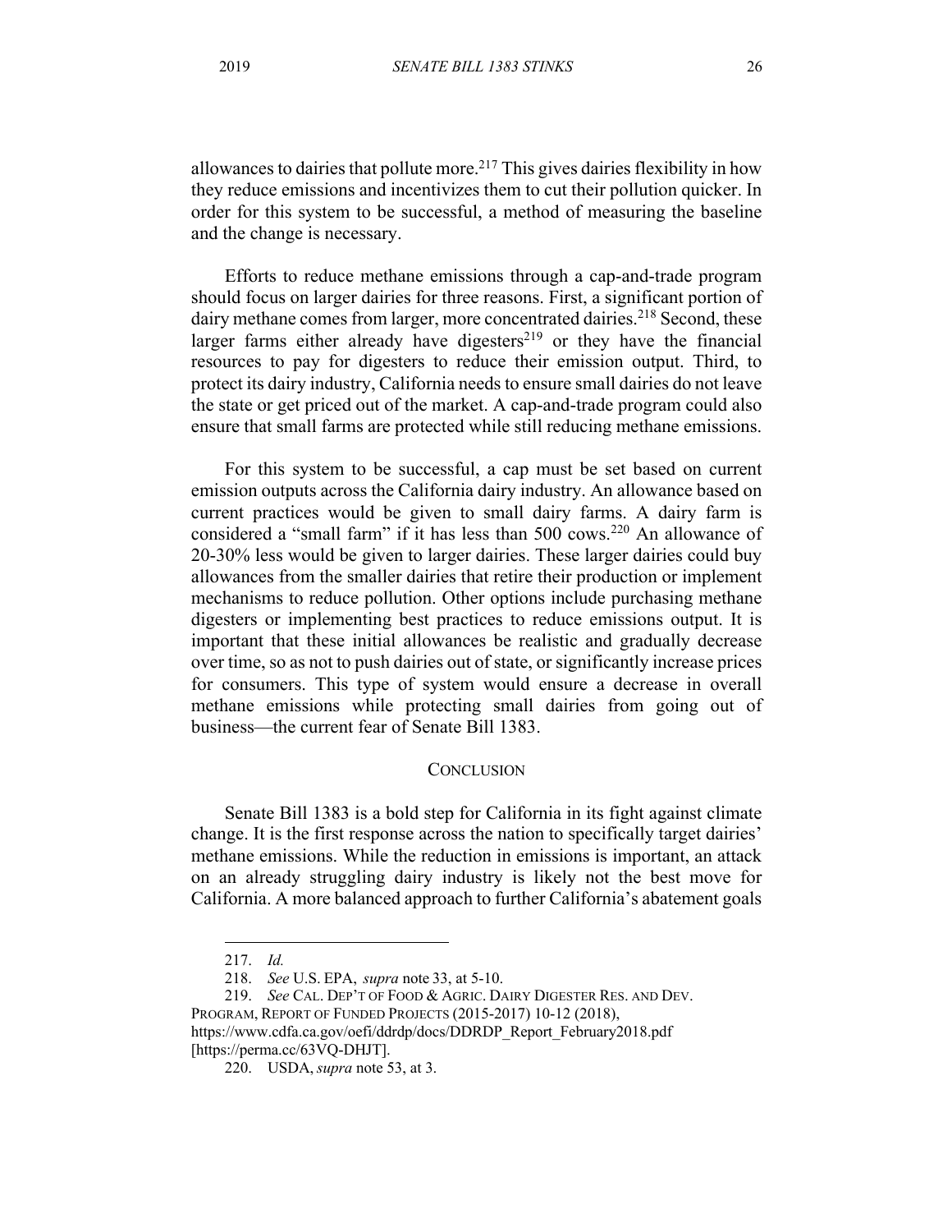allowances to dairies that pollute more.[217] This gives dairies flexibility in how they reduce emissions and incentivizes them to cut their pollution quicker. In order for this system to be successful, a method of measuring the baseline and the change is necessary.

Efforts to reduce methane emissions through a cap-and-trade program should focus on larger dairies for three reasons. First, a significant portion of dairy methane comes from larger, more concentrated dairies.[218] Second, these larger farms either already have digesters[219] or they have the financial resources to pay for digesters to reduce their emission output. Third, to protect its dairy industry, California needs to ensure small dairies do not leave the state or get priced out of the market. A cap-and-trade program could also ensure that small farms are protected while still reducing methane emissions.

For this system to be successful, a cap must be set based on current emission outputs across the California dairy industry. An allowance based on current practices would be given to small dairy farms. A dairy farm is considered a "small farm" if it has less than 500 cows.[220] An allowance of 20-30% less would be given to larger dairies. These larger dairies could buy allowances from the smaller dairies that retire their production or implement mechanisms to reduce pollution. Other options include purchasing methane digesters or implementing best practices to reduce emissions output. It is important that these initial allowances be realistic and gradually decrease over time, so as not to push dairies out of state, or significantly increase prices for consumers. This type of system would ensure a decrease in overall methane emissions while protecting small dairies from going out of business—the current fear of Senate Bill 1383.

## CONCLUSION

Senate Bill 1383 is a bold step for California in its fight against climate change. It is the first response across the nation to specifically target dairies' methane emissions. While the reduction in emissions is important, an attack on an already struggling dairy industry is likely not the best move for California. A more balanced approach to further California's abatement goals

---

217. *Id.*

218. *See* U.S. EPA, *supra* note 33, at 5-10.

219. *See* CAL. DEP'T OF FOOD & AGRIC. DAIRY DIGESTER RES. AND DEV. PROGRAM, REPORT OF FUNDED PROJECTS (2015-2017) 10-12 (2018), https://www.cdfa.ca.gov/oefi/ddrdp/docs/DDRDP_Report_February2018.pdf [https://perma.cc/63VQ-DHJT].

220. USDA, *supra* note 53, at 3.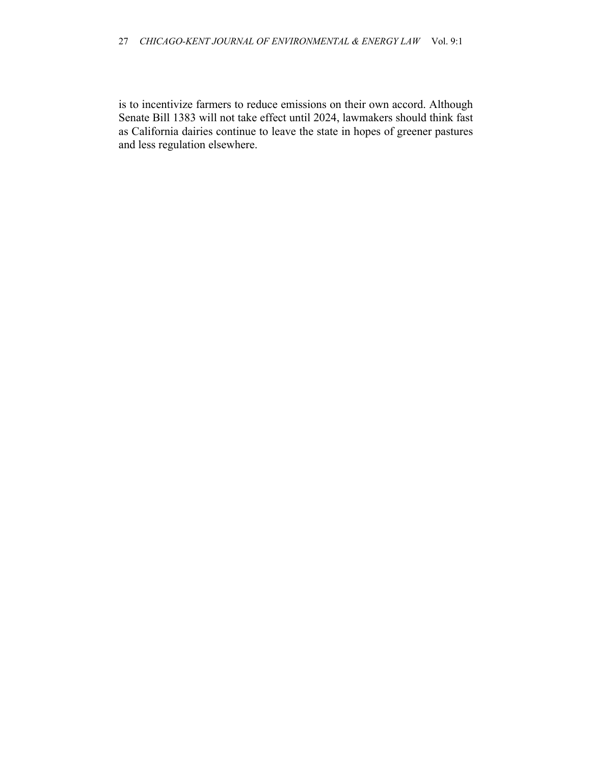is to incentivize farmers to reduce emissions on their own accord. Although Senate Bill 1383 will not take effect until 2024, lawmakers should think fast as California dairies continue to leave the state in hopes of greener pastures and less regulation elsewhere.